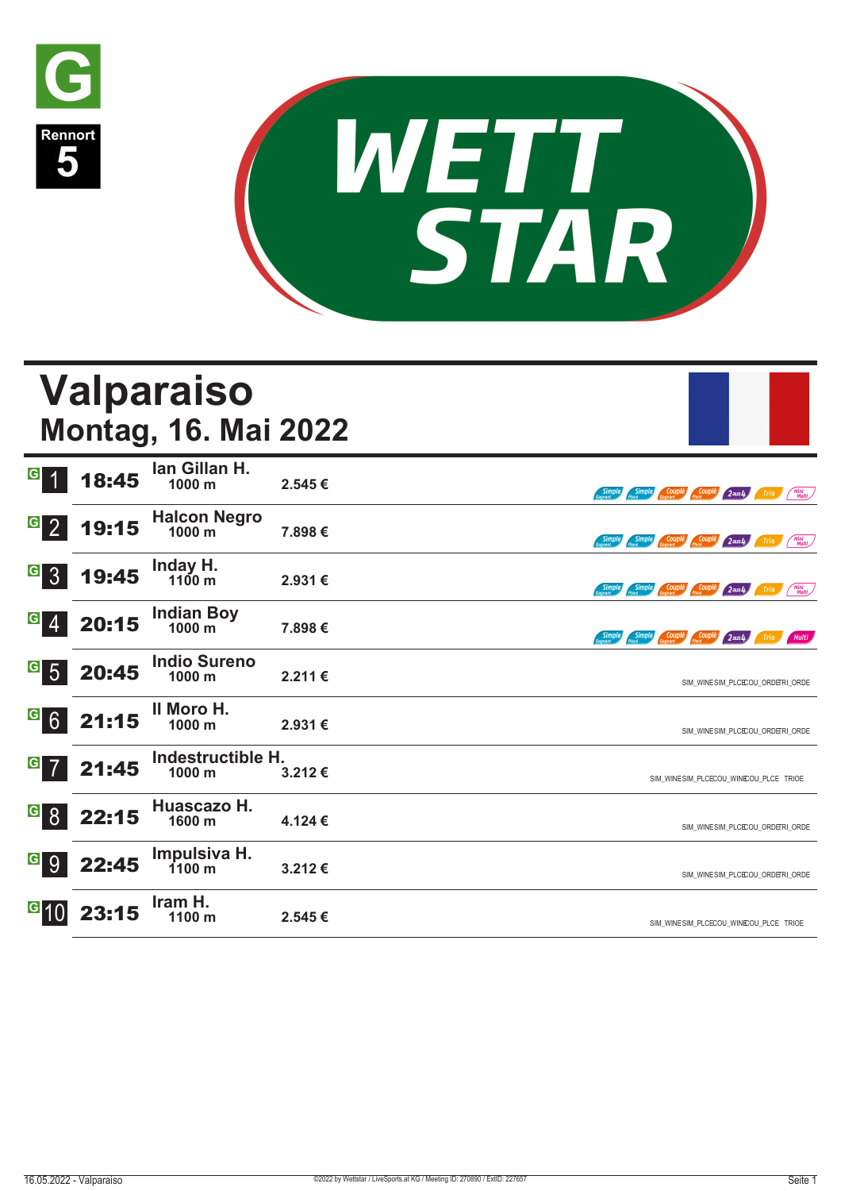G

Rennort 5

WETT STAR

# Valparaiso
## Montag, 16. Mai 2022

| Nr. | Zeit | Rennen | Distanz | Preisgeld | Wetten |
|---|---|---|---|---|---|
| G 1 | 18:45 | Ian Gillan H. | 1000 m | 2.545 € | Simple Gagnant, Simple Placé, Couplé Gagnant, Couplé Placé, 2 aus 4, Trio, Mini Multi |
| G 2 | 19:15 | Halcon Negro | 1000 m | 7.898 € | Simple Gagnant, Simple Placé, Couplé Gagnant, Couplé Placé, 2 aus 4, Trio, Mini Multi |
| G 3 | 19:45 | Inday H. | 1100 m | 2.931 € | Simple Gagnant, Simple Placé, Couplé Gagnant, Couplé Placé, 2 aus 4, Trio, Mini Multi |
| G 4 | 20:15 | Indian Boy | 1000 m | 7.898 € | Simple Gagnant, Simple Placé, Couplé Gagnant, Couplé Placé, 2 aus 4, Trio, Multi |
| G 5 | 20:45 | Indio Sureno | 1000 m | 2.211 € | SIM_WINESIM_PLCECOU_ORDETRI_ORDE |
| G 6 | 21:15 | Il Moro H. | 1000 m | 2.931 € | SIM_WINESIM_PLCECOU_ORDETRI_ORDE |
| G 7 | 21:45 | Indestructible H. | 1000 m | 3.212 € | SIM_WINESIM_PLCECOU_WINECOU_PLCE TRIOE |
| G 8 | 22:15 | Huascazo H. | 1600 m | 4.124 € | SIM_WINESIM_PLCECOU_ORDETRI_ORDE |
| G 9 | 22:45 | Impulsiva H. | 1100 m | 3.212 € | SIM_WINESIM_PLCECOU_ORDETRI_ORDE |
| G 10 | 23:15 | Iram H. | 1100 m | 2.545 € | SIM_WINESIM_PLCECOU_WINECOU_PLCE TRIOE |

16.05.2022 - Valparaiso ©2022 by Wettstar / LiveSports.at KG / Meeting ID: 270890 / ExtID: 227657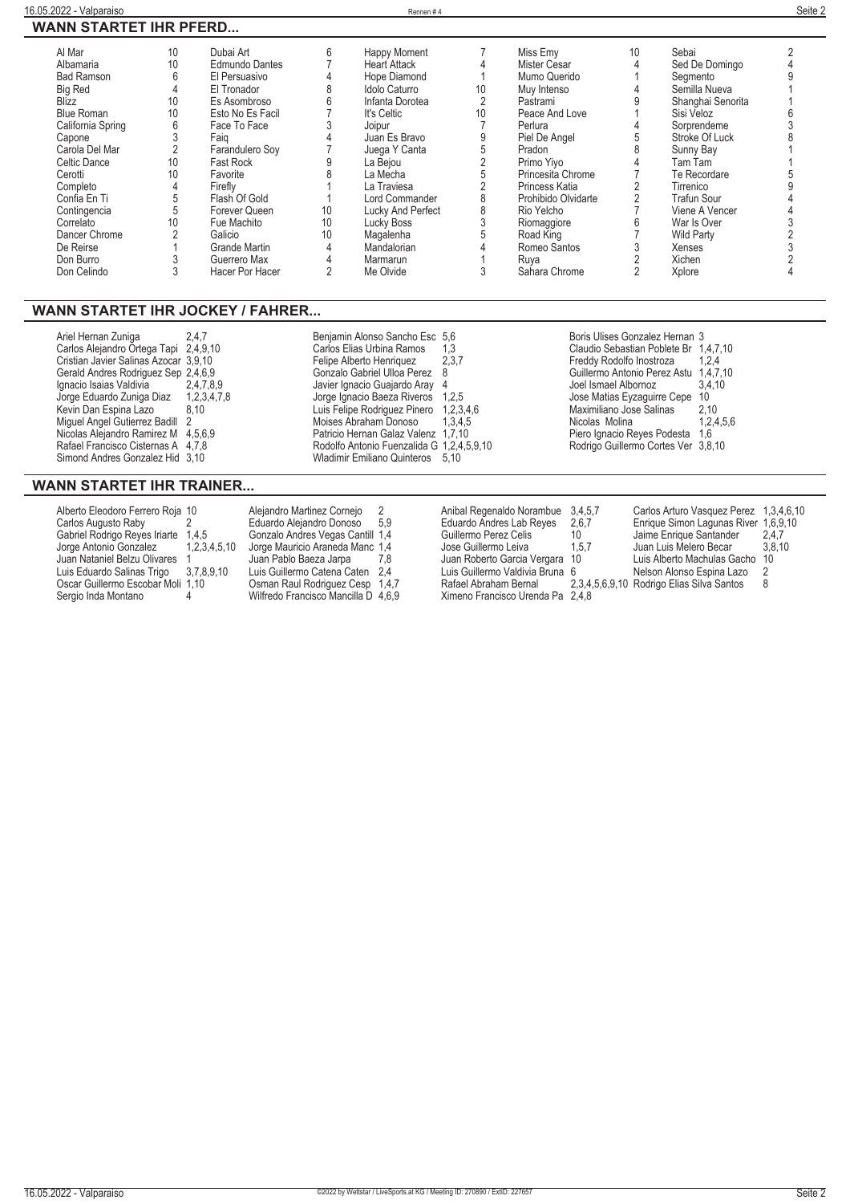## WANN STARTET IHR PFERD...

| Pferd | Rennen | Pferd | Rennen | Pferd | Rennen | Pferd | Rennen | Pferd | Rennen |
|---|---|---|---|---|---|---|---|---|---|
| Al Mar | 10 | Dubai Art | 6 | Happy Moment | 7 | Miss Emy | 10 | Sebai | 2 |
| Albamaria | 10 | Edmundo Dantes | 7 | Heart Attack | 4 | Mister Cesar | 4 | Sed De Domingo | 4 |
| Bad Ramson | 6 | El Persuasivo | 4 | Hope Diamond | 1 | Mumo Querido | 1 | Segmento | 9 |
| Big Red | 4 | El Tronador | 8 | Idolo Caturro | 10 | Muy Intenso | 4 | Semilla Nueva | 1 |
| Blizz | 10 | Es Asombroso | 6 | Infanta Dorotea | 2 | Pastrami | 9 | Shanghai Senorita | 1 |
| Blue Roman | 10 | Esto No Es Facil | 7 | It's Celtic | 10 | Peace And Love | 1 | Sisi Veloz | 6 |
| California Spring | 6 | Face To Face | 3 | Joipur | 7 | Perlura | 4 | Sorprendeme | 3 |
| Capone | 3 | Faiq | 4 | Juan Es Bravo | 9 | Piel De Angel | 5 | Stroke Of Luck | 8 |
| Carola Del Mar | 2 | Farandulero Soy | 7 | Juega Y Canta | 5 | Pradon | 8 | Sunny Bay | 1 |
| Celtic Dance | 10 | Fast Rock | 9 | La Bejou | 2 | Primo Yiyo | 4 | Tam Tam | 1 |
| Cerotti | 10 | Favorite | 8 | La Mecha | 5 | Princesita Chrome | 7 | Te Recordare | 5 |
| Completo | 4 | Firefly | 1 | La Traviesa | 2 | Princess Katia | 2 | Tirrenico | 9 |
| Confia En Ti | 5 | Flash Of Gold | 1 | Lord Commander | 8 | Prohibido Olvidarte | 2 | Trafun Sour | 4 |
| Contingencia | 5 | Forever Queen | 10 | Lucky And Perfect | 8 | Rio Yelcho | 7 | Viene A Vencer | 4 |
| Correlato | 10 | Fue Machito | 10 | Lucky Boss | 3 | Riomaggiore | 6 | War Is Over | 3 |
| Dancer Chrome | 2 | Galicio | 10 | Magalenha | 5 | Road King | 7 | Wild Party | 2 |
| De Reirse | 1 | Grande Martin | 4 | Mandalorian | 4 | Romeo Santos | 3 | Xenses | 3 |
| Don Burro | 3 | Guerrero Max | 4 | Marmarun | 1 | Ruya | 2 | Xichen | 2 |
| Don Celindo | 3 | Hacer Por Hacer | 2 | Me Olvide | 3 | Sahara Chrome | 2 | Xplore | 4 |

## WANN STARTET IHR JOCKEY / FAHRER...

| Jockey | Rennen | Jockey | Rennen | Jockey | Rennen |
|---|---|---|---|---|---|
| Ariel Hernan Zuniga | 2,4,7 | Benjamin Alonso Sancho Esc | 5,6 | Boris Ulises Gonzalez Hernan | 3 |
| Carlos Alejandro Ortega Tapi | 2,4,9,10 | Carlos Elias Urbina Ramos | 1,3 | Claudio Sebastian Poblete Br | 1,4,7,10 |
| Cristian Javier Salinas Azocar | 3,9,10 | Felipe Alberto Henriquez | 2,3,7 | Freddy Rodolfo Inostroza | 1,2,4 |
| Gerald Andres Rodriguez Sep | 2,4,6,9 | Gonzalo Gabriel Ulloa Perez | 8 | Guillermo Antonio Perez Astu | 1,4,7,10 |
| Ignacio Isaias Valdivia | 2,4,7,8,9 | Javier Ignacio Guajardo Aray | 4 | Joel Ismael Albornoz | 3,4,10 |
| Jorge Eduardo Zuniga Diaz | 1,2,3,4,7,8 | Jorge Ignacio Baeza Riveros | 1,2,5 | Jose Matias Eyzaguirre Cepe | 10 |
| Kevin Dan Espina Lazo | 8,10 | Luis Felipe Rodriguez Pinero | 1,2,3,4,6 | Maximiliano Jose Salinas | 2,10 |
| Miguel Angel Gutierrez Badill | 2 | Moises Abraham Donoso | 1,3,4,5 | Nicolas Molina | 1,2,4,5,6 |
| Nicolas Alejandro Ramirez M | 4,5,6,9 | Patricio Hernan Galaz Valenz | 1,7,10 | Piero Ignacio Reyes Podesta | 1,6 |
| Rafael Francisco Cisternas A | 4,7,8 | Rodolfo Antonio Fuenzalida G | 1,2,4,5,9,10 | Rodrigo Guillermo Cortes Ver | 3,8,10 |
| Simond Andres Gonzalez Hid | 3,10 | Wladimir Emiliano Quinteros | 5,10 | | |

## WANN STARTET IHR TRAINER...

| Trainer | Rennen | Trainer | Rennen | Trainer | Rennen | Trainer | Rennen |
|---|---|---|---|---|---|---|---|
| Alberto Eleodoro Ferrero Roja | 10 | Alejandro Martinez Cornejo | 2 | Anibal Regenaldo Norambue | 3,4,5,7 | Carlos Arturo Vasquez Perez | 1,3,4,6,10 |
| Carlos Augusto Raby | 2 | Eduardo Alejandro Donoso | 5,9 | Eduardo Andres Lab Reyes | 2,6,7 | Enrique Simon Lagunas River | 1,6,9,10 |
| Gabriel Rodrigo Reyes Iriarte | 1,4,5 | Gonzalo Andres Vegas Cantill | 1,4 | Guillermo Perez Celis | 10 | Jaime Enrique Santander | 2,4,7 |
| Jorge Antonio Gonzalez | 1,2,3,4,5,10 | Jorge Mauricio Araneda Manc | 1,4 | Jose Guillermo Leiva | 1,5,7 | Juan Luis Melero Becar | 3,8,10 |
| Juan Nataniel Belzu Olivares | 1 | Juan Pablo Baeza Jarpa | 7,8 | Juan Roberto Garcia Vergara | 10 | Luis Alberto Machulas Gacho | 10 |
| Luis Eduardo Salinas Trigo | 3,7,8,9,10 | Luis Guillermo Catena Caten | 2,4 | Luis Guillermo Valdivia Bruna | 6 | Nelson Alonso Espina Lazo | 2 |
| Oscar Guillermo Escobar Moli | 1,10 | Osman Raul Rodriguez Cesp | 1,4,7 | Rafael Abraham Bernal | 2,3,4,5,6,9,10 | Rodrigo Elias Silva Santos | 8 |
| Sergio Inda Montano | 4 | Wilfredo Francisco Mancilla D | 4,6,9 | Ximeno Francisco Urenda Pa | 2,4,8 | | |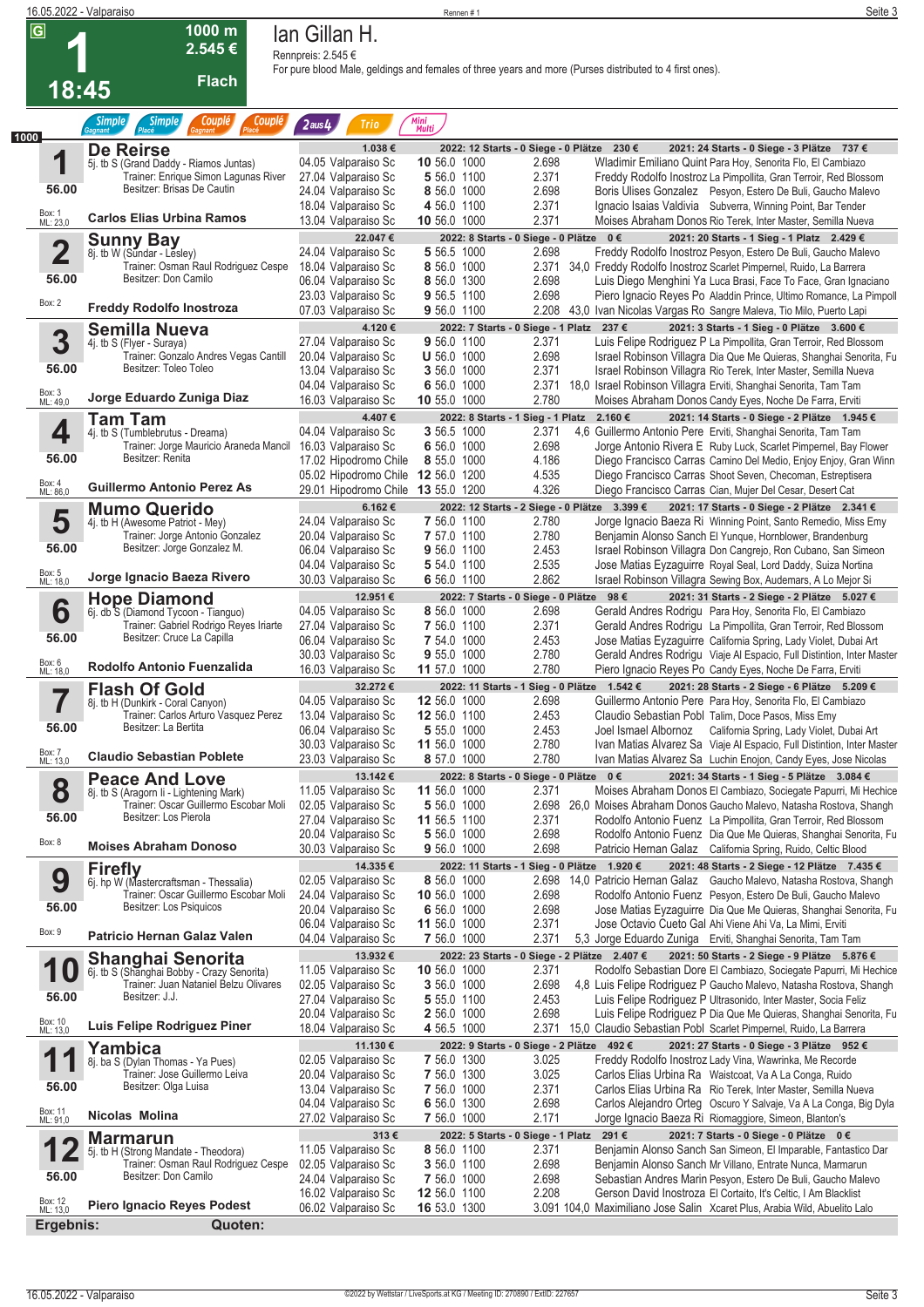# Rennen # 1

**1** — 18:45 — 1000 m — 2.545 € — Flach

## Ian Gillan H.

Rennpreis: 2.545 €

For pure blood Male, geldings and females of three years and more (Purses distributed to 4 first ones).

Simple Gagnant | Simple Placé | Couplé Gagnant | Couplé Placé | 2aus4 | Trio | Mini Multi

1000

### 1 De Reirse
5j. tb S (Grand Daddy - Riamos Juntas)
Trainer: Enrique Simon Lagunas River
Besitzer: Brisas De Cautin
56.00 — Box: 1 — ML: 23,0
**Carlos Elias Urbina Ramos**

1.038 € — 2022: 12 Starts - 0 Siege - 0 Plätze 230 € — 2021: 24 Starts - 0 Siege - 3 Plätze 737 €

| Datum | Ort | Pl. | Gew. | Dist. | Preis | Quote | Jockey | Einlauf |
|---|---|---|---|---|---|---|---|---|
| 04.05 | Valparaiso Sc | 10 | 56.0 | 1000 | 2.698 | | Wladimir Emiliano Quint | Para Hoy, Senorita Flo, El Cambiazo |
| 27.04 | Valparaiso Sc | 5 | 56.0 | 1100 | 2.371 | | Freddy Rodolfo Inostroz | La Pimpollita, Gran Terroir, Red Blossom |
| 24.04 | Valparaiso Sc | 8 | 56.0 | 1000 | 2.698 | | Boris Ulises Gonzalez | Pesyon, Estero De Buli, Gaucho Malevo |
| 18.04 | Valparaiso Sc | 4 | 56.0 | 1100 | 2.371 | | Ignacio Isaias Valdivia | Subverra, Winning Point, Bar Tender |
| 13.04 | Valparaiso Sc | 10 | 56.0 | 1000 | 2.371 | | Moises Abraham Donos | Rio Terek, Inter Master, Semilla Nueva |

### 2 Sunny Bay
8j. tb W (Sundar - Lesley)
Trainer: Osman Raul Rodriguez Cespe
Besitzer: Don Camilo
56.00 — Box: 2
**Freddy Rodolfo Inostroza**

22.047 € — 2022: 8 Starts - 0 Siege - 0 Plätze 0 € — 2021: 20 Starts - 1 Sieg - 1 Platz 2.429 €

| Datum | Ort | Pl. | Gew. | Dist. | Preis | Quote | Jockey | Einlauf |
|---|---|---|---|---|---|---|---|---|
| 24.04 | Valparaiso Sc | 5 | 56.5 | 1000 | 2.698 | | Freddy Rodolfo Inostroz | Pesyon, Estero De Buli, Gaucho Malevo |
| 18.04 | Valparaiso Sc | 8 | 56.0 | 1000 | 2.371 | 34,0 | Freddy Rodolfo Inostroz | Scarlet Pimpernel, Ruido, La Barrera |
| 06.04 | Valparaiso Sc | 8 | 56.0 | 1300 | 2.698 | | Luis Diego Menghini Ya | Luca Brasi, Face To Face, Gran Ignaciano |
| 23.03 | Valparaiso Sc | 9 | 56.5 | 1100 | 2.698 | | Piero Ignacio Reyes Po | Aladdin Prince, Ultimo Romance, La Pimpoll |
| 07.03 | Valparaiso Sc | 9 | 56.0 | 1100 | 2.208 | 43,0 | Ivan Nicolas Vargas Ro | Sangre Maleva, Tio Milo, Puerto Lapi |

### 3 Semilla Nueva
4j. tb S (Flyer - Suraya)
Trainer: Gonzalo Andres Vegas Cantill
Besitzer: Toleo Toleo
56.00 — Box: 3 — ML: 49,0
**Jorge Eduardo Zuniga Diaz**

4.120 € — 2022: 7 Starts - 0 Siege - 1 Platz 237 € — 2021: 3 Starts - 1 Sieg - 0 Plätze 3.600 €

| Datum | Ort | Pl. | Gew. | Dist. | Preis | Quote | Jockey | Einlauf |
|---|---|---|---|---|---|---|---|---|
| 27.04 | Valparaiso Sc | 9 | 56.0 | 1100 | 2.371 | | Luis Felipe Rodriguez P | La Pimpollita, Gran Terroir, Red Blossom |
| 20.04 | Valparaiso Sc | U | 56.0 | 1000 | 2.698 | | Israel Robinson Villagra | Dia Que Me Quieras, Shanghai Senorita, Fu |
| 13.04 | Valparaiso Sc | 3 | 56.0 | 1000 | 2.371 | | Israel Robinson Villagra | Rio Terek, Inter Master, Semilla Nueva |
| 04.04 | Valparaiso Sc | 6 | 56.0 | 1000 | 2.371 | 18,0 | Israel Robinson Villagra | Erviti, Shanghai Senorita, Tam Tam |
| 16.03 | Valparaiso Sc | 10 | 55.0 | 1000 | 2.780 | | Moises Abraham Donos | Candy Eyes, Noche De Farra, Erviti |

### 4 Tam Tam
4j. tb S (Tumblebrutus - Dreama)
Trainer: Jorge Mauricio Araneda Mancil
Besitzer: Renita
56.00 — Box: 4 — ML: 86,0
**Guillermo Antonio Perez As**

4.407 € — 2022: 8 Starts - 1 Sieg - 1 Platz 2.160 € — 2021: 14 Starts - 0 Siege - 2 Plätze 1.945 €

| Datum | Ort | Pl. | Gew. | Dist. | Preis | Quote | Jockey | Einlauf |
|---|---|---|---|---|---|---|---|---|
| 04.04 | Valparaiso Sc | 3 | 56.5 | 1000 | 2.371 | 4,6 | Guillermo Antonio Pere | Erviti, Shanghai Senorita, Tam Tam |
| 16.03 | Valparaiso Sc | 6 | 56.0 | 1000 | 2.698 | | Jorge Antonio Rivera E | Ruby Luck, Scarlet Pimpernel, Bay Flower |
| 17.02 | Hipodromo Chile | 8 | 55.0 | 1000 | 4.186 | | Diego Francisco Carras | Camino Del Medio, Enjoy Enjoy, Gran Winn |
| 05.02 | Hipodromo Chile | 12 | 56.0 | 1200 | 4.535 | | Diego Francisco Carras | Shoot Seven, Checoman, Estreptisera |
| 29.01 | Hipodromo Chile | 13 | 55.0 | 1200 | 4.326 | | Diego Francisco Carras | Cian, Mujer Del Cesar, Desert Cat |

### 5 Mumo Querido
4j. tb H (Awesome Patriot - Mey)
Trainer: Jorge Antonio Gonzalez
Besitzer: Jorge Gonzalez M.
56.00 — Box: 5 — ML: 18,0
**Jorge Ignacio Baeza Rivero**

6.162 € — 2022: 12 Starts - 2 Siege - 0 Plätze 3.399 € — 2021: 17 Starts - 0 Siege - 2 Plätze 2.341 €

| Datum | Ort | Pl. | Gew. | Dist. | Preis | Quote | Jockey | Einlauf |
|---|---|---|---|---|---|---|---|---|
| 24.04 | Valparaiso Sc | 7 | 56.0 | 1100 | 2.780 | | Jorge Ignacio Baeza Ri | Winning Point, Santo Remedio, Miss Emy |
| 20.04 | Valparaiso Sc | 7 | 57.0 | 1100 | 2.780 | | Benjamin Alonso Sanch | El Yunque, Hornblower, Brandenburg |
| 06.04 | Valparaiso Sc | 9 | 56.0 | 1100 | 2.453 | | Israel Robinson Villagra | Don Cangrejo, Ron Cubano, San Simeon |
| 04.04 | Valparaiso Sc | 5 | 54.0 | 1100 | 2.535 | | Jose Matias Eyzaguirre | Royal Seal, Lord Daddy, Suiza Nortina |
| 30.03 | Valparaiso Sc | 6 | 56.0 | 1100 | 2.862 | | Israel Robinson Villagra | Sewing Box, Audemars, A Lo Mejor Si |

### 6 Hope Diamond
6j. db S (Diamond Tycoon - Tianguo)
Trainer: Gabriel Rodrigo Reyes Iriarte
Besitzer: Cruce La Capilla
56.00 — Box: 6 — ML: 18,0
**Rodolfo Antonio Fuenzalida**

12.951 € — 2022: 7 Starts - 0 Siege - 0 Plätze 98 € — 2021: 31 Starts - 2 Siege - 2 Plätze 5.027 €

| Datum | Ort | Pl. | Gew. | Dist. | Preis | Quote | Jockey | Einlauf |
|---|---|---|---|---|---|---|---|---|
| 04.05 | Valparaiso Sc | 8 | 56.0 | 1000 | 2.698 | | Gerald Andres Rodrigu | Para Hoy, Senorita Flo, El Cambiazo |
| 27.04 | Valparaiso Sc | 7 | 56.0 | 1100 | 2.371 | | Gerald Andres Rodrigu | La Pimpollita, Gran Terroir, Red Blossom |
| 06.04 | Valparaiso Sc | 7 | 54.0 | 1100 | 2.453 | | Jose Matias Eyzaguirre | California Spring, Lady Violet, Dubai Art |
| 30.03 | Valparaiso Sc | 9 | 55.0 | 1000 | 2.780 | | Gerald Andres Rodrigu | Viaje Al Espacio, Full Distintion, Inter Master |
| 16.03 | Valparaiso Sc | 11 | 57.0 | 1000 | 2.780 | | Piero Ignacio Reyes Po | Candy Eyes, Noche De Farra, Erviti |

### 7 Flash Of Gold
8j. tb H (Dunkirk - Coral Canyon)
Trainer: Carlos Arturo Vasquez Perez
Besitzer: La Bertita
56.00 — Box: 7 — ML: 13,0
**Claudio Sebastian Poblete**

32.272 € — 2022: 11 Starts - 1 Sieg - 0 Plätze 1.542 € — 2021: 28 Starts - 2 Siege - 6 Plätze 5.209 €

| Datum | Ort | Pl. | Gew. | Dist. | Preis | Quote | Jockey | Einlauf |
|---|---|---|---|---|---|---|---|---|
| 04.05 | Valparaiso Sc | 12 | 56.0 | 1000 | 2.698 | | Guillermo Antonio Pere | Para Hoy, Senorita Flo, El Cambiazo |
| 13.04 | Valparaiso Sc | 12 | 56.0 | 1100 | 2.453 | | Claudio Sebastian Pobl | Talim, Doce Pasos, Miss Emy |
| 06.04 | Valparaiso Sc | 5 | 55.0 | 1100 | 2.453 | | Joel Ismael Albornoz | California Spring, Lady Violet, Dubai Art |
| 30.03 | Valparaiso Sc | 11 | 56.0 | 1000 | 2.780 | | Ivan Matias Alvarez Sa | Viaje Al Espacio, Full Distintion, Inter Master |
| 23.03 | Valparaiso Sc | 8 | 57.0 | 1000 | 2.780 | | Ivan Matias Alvarez Sa | Luchin Enojon, Candy Eyes, Jose Nicolas |

### 8 Peace And Love
8j. tb S (Aragorn Ii - Lightening Mark)
Trainer: Oscar Guillermo Escobar Moli
Besitzer: Los Pierola
56.00 — Box: 8
**Moises Abraham Donoso**

13.142 € — 2022: 8 Starts - 0 Siege - 0 Plätze 0 € — 2021: 34 Starts - 1 Sieg - 5 Plätze 3.084 €

| Datum | Ort | Pl. | Gew. | Dist. | Preis | Quote | Jockey | Einlauf |
|---|---|---|---|---|---|---|---|---|
| 11.05 | Valparaiso Sc | 11 | 56.0 | 1100 | 2.371 | | Moises Abraham Donos | El Cambiazo, Sociegate Papurri, Mi Hechice |
| 02.05 | Valparaiso Sc | 5 | 56.0 | 1000 | 2.698 | 26,0 | Moises Abraham Donos | Gaucho Malevo, Natasha Rostova, Shangh |
| 27.04 | Valparaiso Sc | 11 | 56.5 | 1100 | 2.371 | | Rodolfo Antonio Fuenz | La Pimpollita, Gran Terroir, Red Blossom |
| 20.04 | Valparaiso Sc | 5 | 56.0 | 1000 | 2.698 | | Rodolfo Antonio Fuenz | Dia Que Me Quieras, Shanghai Senorita, Fu |
| 30.03 | Valparaiso Sc | 9 | 56.0 | 1000 | 2.698 | | Patricio Hernan Galaz | California Spring, Ruido, Celtic Blood |

### 9 Firefly
6j. hp W (Mastercraftsman - Thessalia)
Trainer: Oscar Guillermo Escobar Moli
Besitzer: Los Psiquicos
56.00 — Box: 9
**Patricio Hernan Galaz Valen**

14.335 € — 2022: 11 Starts - 1 Sieg - 0 Plätze 1.920 € — 2021: 48 Starts - 2 Siege - 12 Plätze 7.435 €

| Datum | Ort | Pl. | Gew. | Dist. | Preis | Quote | Jockey | Einlauf |
|---|---|---|---|---|---|---|---|---|
| 02.05 | Valparaiso Sc | 8 | 56.0 | 1000 | 2.698 | 14,0 | Patricio Hernan Galaz | Gaucho Malevo, Natasha Rostova, Shangh |
| 24.04 | Valparaiso Sc | 10 | 56.0 | 1000 | 2.698 | | Rodolfo Antonio Fuenz | Pesyon, Estero De Buli, Gaucho Malevo |
| 20.04 | Valparaiso Sc | 6 | 56.0 | 1000 | 2.698 | | Jose Matias Eyzaguirre | Dia Que Me Quieras, Shanghai Senorita, Fu |
| 06.04 | Valparaiso Sc | 11 | 56.0 | 1000 | 2.371 | | Jose Octavio Cueto Gal | Ahi Viene Ahi Va, La Mimi, Erviti |
| 04.04 | Valparaiso Sc | 7 | 56.0 | 1000 | 2.371 | 5,3 | Jorge Eduardo Zuniga | Erviti, Shanghai Senorita, Tam Tam |

### 10 Shanghai Senorita
6j. tb S (Shanghai Bobby - Crazy Senorita)
Trainer: Juan Nataniel Belzu Olivares
Besitzer: J.J.
56.00 — Box: 10 — ML: 13,0
**Luis Felipe Rodriguez Piner**

13.932 € — 2022: 23 Starts - 0 Siege - 2 Plätze 2.407 € — 2021: 50 Starts - 2 Siege - 9 Plätze 5.876 €

| Datum | Ort | Pl. | Gew. | Dist. | Preis | Quote | Jockey | Einlauf |
|---|---|---|---|---|---|---|---|---|
| 11.05 | Valparaiso Sc | 10 | 56.0 | 1100 | 2.371 | | Rodolfo Sebastian Dore | El Cambiazo, Sociegate Papurri, Mi Hechice |
| 02.05 | Valparaiso Sc | 3 | 56.0 | 1000 | 2.698 | 4,8 | Luis Felipe Rodriguez P | Gaucho Malevo, Natasha Rostova, Shangh |
| 27.04 | Valparaiso Sc | 5 | 55.0 | 1100 | 2.453 | | Luis Felipe Rodriguez P | Ultrasonido, Inter Master, Socia Feliz |
| 20.04 | Valparaiso Sc | 2 | 56.0 | 1000 | 2.698 | | Luis Felipe Rodriguez P | Dia Que Me Quieras, Shanghai Senorita, Fu |
| 18.04 | Valparaiso Sc | 4 | 56.5 | 1000 | 2.371 | 15,0 | Claudio Sebastian Pobl | Scarlet Pimpernel, Ruido, La Barrera |

### 11 Yambica
8j. ba S (Dylan Thomas - Ya Pues)
Trainer: Jose Guillermo Leiva
Besitzer: Olga Luisa
56.00 — Box: 11 — ML: 91,0
**Nicolas Molina**

11.130 € — 2022: 9 Starts - 0 Siege - 2 Plätze 492 € — 2021: 27 Starts - 0 Siege - 3 Plätze 952 €

| Datum | Ort | Pl. | Gew. | Dist. | Preis | Quote | Jockey | Einlauf |
|---|---|---|---|---|---|---|---|---|
| 02.05 | Valparaiso Sc | 7 | 56.0 | 1300 | 3.025 | | Freddy Rodolfo Inostroz | Lady Vina, Wawrinka, Me Recorde |
| 20.04 | Valparaiso Sc | 7 | 56.0 | 1300 | 3.025 | | Carlos Elias Urbina Ra | Waistcoat, Va A La Conga, Ruido |
| 13.04 | Valparaiso Sc | 7 | 56.0 | 1000 | 2.371 | | Carlos Elias Urbina Ra | Rio Terek, Inter Master, Semilla Nueva |
| 04.04 | Valparaiso Sc | 6 | 56.0 | 1300 | 2.698 | | Carlos Alejandro Orteg | Oscuro Y Salvaje, Va A La Conga, Big Dyla |
| 27.02 | Valparaiso Sc | 7 | 56.0 | 1000 | 2.171 | | Jorge Ignacio Baeza Ri | Riomaggiore, Simeon, Blanton's |

### 12 Marmarun
5j. tb H (Strong Mandate - Theodora)
Trainer: Osman Raul Rodriguez Cespe
Besitzer: Don Camilo
56.00 — Box: 12 — ML: 13,0
**Piero Ignacio Reyes Podest**

313 € — 2022: 5 Starts - 0 Siege - 1 Platz 291 € — 2021: 7 Starts - 0 Siege - 0 Plätze 0 €

| Datum | Ort | Pl. | Gew. | Dist. | Preis | Quote | Jockey | Einlauf |
|---|---|---|---|---|---|---|---|---|
| 11.05 | Valparaiso Sc | 8 | 56.0 | 1100 | 2.371 | | Benjamin Alonso Sanch | San Simeon, El Imparable, Fantastico Dar |
| 02.05 | Valparaiso Sc | 3 | 56.0 | 1100 | 2.698 | | Benjamin Alonso Sanch | Mr Villano, Entrate Nunca, Marmarun |
| 24.04 | Valparaiso Sc | 7 | 56.0 | 1000 | 2.698 | | Sebastian Andres Marin | Pesyon, Estero De Buli, Gaucho Malevo |
| 16.02 | Valparaiso Sc | 12 | 56.0 | 1100 | 2.208 | | Gerson David Inostroza | El Cortaito, It's Celtic, I Am Blacklist |
| 06.02 | Valparaiso Sc | 16 | 53.0 | 1300 | 3.091 | 104,0 | Maximiliano Jose Salin | Xcaret Plus, Arabia Wild, Abuelito Lalo |

**Ergebnis:** **Quoten:**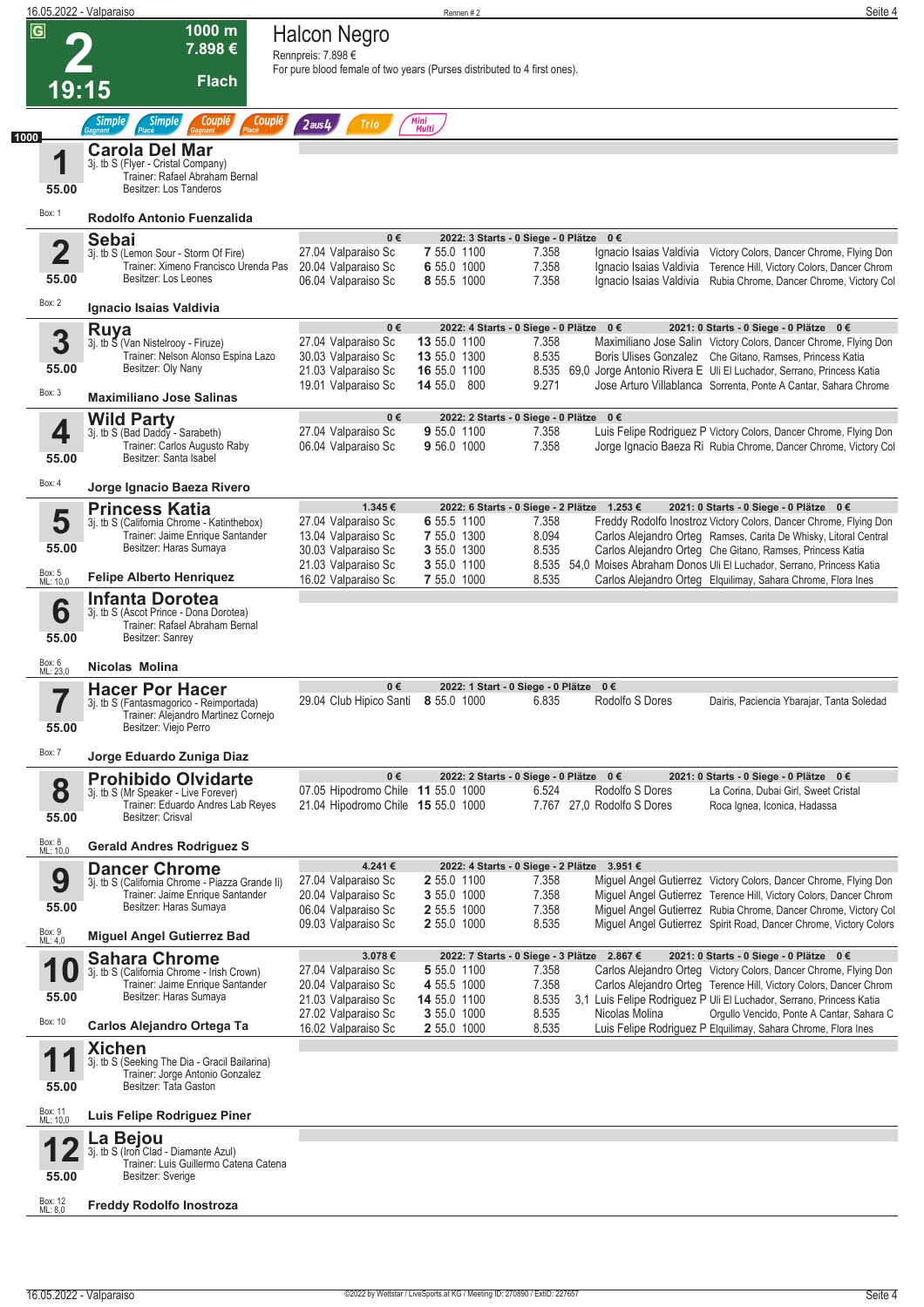# 2 — Halcon Negro

**19:15** | **1000 m** | **7.898 €** | **Flach**

Rennpreis: 7.898 €
For pure blood female of two years (Purses distributed to 4 first ones).

Simple Gagnant | Simple Placé | Couplé Gagnant | Couplé Placé | 2aus4 | Trio | Mini Multi

1000

## 1 Carola Del Mar
3j. tb S (Flyer - Cristal Company)
Trainer: Rafael Abraham Bernal
Besitzer: Los Tanderos
55.00 | Box: 1
**Rodolfo Antonio Fuenzalida**

## 2 Sebai
3j. tb S (Lemon Sour - Storm Of Fire)
Trainer: Ximeno Francisco Urenda Pas
Besitzer: Los Leones
55.00 | Box: 2
**Ignacio Isaias Valdivia**

0 € — 2022: 3 Starts - 0 Siege - 0 Plätze 0 €

| Datum | Ort | Pl. | Gew. | Dist. | Preis | Quote | Reiter | Erste |
|---|---|---|---|---|---|---|---|---|
| 27.04 | Valparaiso Sc | 7 | 55.0 | 1100 | 7.358 | | Ignacio Isaias Valdivia | Victory Colors, Dancer Chrome, Flying Don |
| 20.04 | Valparaiso Sc | 6 | 55.0 | 1000 | 7.358 | | Ignacio Isaias Valdivia | Terence Hill, Victory Colors, Dancer Chrom |
| 06.04 | Valparaiso Sc | 8 | 55.5 | 1000 | 7.358 | | Ignacio Isaias Valdivia | Rubia Chrome, Dancer Chrome, Victory Col |

## 3 Ruya
3j. tb S (Van Nistelrooy - Firuze)
Trainer: Nelson Alonso Espina Lazo
Besitzer: Oly Nany
55.00 | Box: 3
**Maximiliano Jose Salinas**

0 € — 2022: 4 Starts - 0 Siege - 0 Plätze 0 € — 2021: 0 Starts - 0 Siege - 0 Plätze 0 €

| Datum | Ort | Pl. | Gew. | Dist. | Preis | Quote | Reiter | Erste |
|---|---|---|---|---|---|---|---|---|
| 27.04 | Valparaiso Sc | 13 | 55.0 | 1100 | 7.358 | | Maximiliano Jose Salin | Victory Colors, Dancer Chrome, Flying Don |
| 30.03 | Valparaiso Sc | 13 | 55.0 | 1300 | 8.535 | | Boris Ulises Gonzalez | Che Gitano, Ramses, Princess Katia |
| 21.03 | Valparaiso Sc | 16 | 55.0 | 1100 | 8.535 | 69,0 | Jorge Antonio Rivera E | Uli El Luchador, Serrano, Princess Katia |
| 19.01 | Valparaiso Sc | 14 | 55.0 | 800 | 9.271 | | Jose Arturo Villablanca | Sorrenta, Ponte A Cantar, Sahara Chrome |

## 4 Wild Party
3j. tb S (Bad Daddy - Sarabeth)
Trainer: Carlos Augusto Raby
Besitzer: Santa Isabel
55.00 | Box: 4
**Jorge Ignacio Baeza Rivero**

0 € — 2022: 2 Starts - 0 Siege - 0 Plätze 0 €

| Datum | Ort | Pl. | Gew. | Dist. | Preis | Quote | Reiter | Erste |
|---|---|---|---|---|---|---|---|---|
| 27.04 | Valparaiso Sc | 9 | 55.0 | 1100 | 7.358 | | Luis Felipe Rodriguez P | Victory Colors, Dancer Chrome, Flying Don |
| 06.04 | Valparaiso Sc | 9 | 56.0 | 1000 | 7.358 | | Jorge Ignacio Baeza Ri | Rubia Chrome, Dancer Chrome, Victory Col |

## 5 Princess Katia
3j. tb S (California Chrome - Katinthebox)
Trainer: Jaime Enrique Santander
Besitzer: Haras Sumaya
55.00 | Box: 5 | ML: 10,0
**Felipe Alberto Henriquez**

1.345 € — 2022: 6 Starts - 0 Siege - 2 Plätze 1.253 € — 2021: 0 Starts - 0 Siege - 0 Plätze 0 €

| Datum | Ort | Pl. | Gew. | Dist. | Preis | Quote | Reiter | Erste |
|---|---|---|---|---|---|---|---|---|
| 27.04 | Valparaiso Sc | 6 | 55.5 | 1100 | 7.358 | | Freddy Rodolfo Inostroz | Victory Colors, Dancer Chrome, Flying Don |
| 13.04 | Valparaiso Sc | 7 | 55.0 | 1300 | 8.094 | | Carlos Alejandro Orteg | Ramses, Carita De Whisky, Litoral Central |
| 30.03 | Valparaiso Sc | 3 | 55.0 | 1300 | 8.535 | | Carlos Alejandro Orteg | Che Gitano, Ramses, Princess Katia |
| 21.03 | Valparaiso Sc | 3 | 55.0 | 1100 | 8.535 | 54,0 | Moises Abraham Donos | Uli El Luchador, Serrano, Princess Katia |
| 16.02 | Valparaiso Sc | 7 | 55.0 | 1000 | 8.535 | | Carlos Alejandro Orteg | Elquilimay, Sahara Chrome, Flora Ines |

## 6 Infanta Dorotea
3j. tb S (Ascot Prince - Dona Dorotea)
Trainer: Rafael Abraham Bernal
Besitzer: Sanrey
55.00 | Box: 6 | ML: 23,0
**Nicolas Molina**

## 7 Hacer Por Hacer
3j. tb S (Fantasmagorico - Reimportada)
Trainer: Alejandro Martinez Cornejo
Besitzer: Viejo Perro
55.00 | Box: 7
**Jorge Eduardo Zuniga Diaz**

0 € — 2022: 1 Start - 0 Siege - 0 Plätze 0 €

| Datum | Ort | Pl. | Gew. | Dist. | Preis | Quote | Reiter | Erste |
|---|---|---|---|---|---|---|---|---|
| 29.04 | Club Hipico Santi | 8 | 55.0 | 1000 | 6.835 | | Rodolfo S Dores | Dairis, Paciencia Ybarajar, Tanta Soledad |

## 8 Prohibido Olvidarte
3j. tb S (Mr Speaker - Live Forever)
Trainer: Eduardo Andres Lab Reyes
Besitzer: Crisval
55.00 | Box: 8 | ML: 10,0
**Gerald Andres Rodriguez S**

0 € — 2022: 2 Starts - 0 Siege - 0 Plätze 0 € — 2021: 0 Starts - 0 Siege - 0 Plätze 0 €

| Datum | Ort | Pl. | Gew. | Dist. | Preis | Quote | Reiter | Erste |
|---|---|---|---|---|---|---|---|---|
| 07.05 | Hipodromo Chile | 11 | 55.0 | 1000 | 6.524 | | Rodolfo S Dores | La Corina, Dubai Girl, Sweet Cristal |
| 21.04 | Hipodromo Chile | 15 | 55.0 | 1000 | 7.767 | 27,0 | Rodolfo S Dores | Roca Ignea, Iconica, Hadassa |

## 9 Dancer Chrome
3j. tb S (California Chrome - Piazza Grande Ii)
Trainer: Jaime Enrique Santander
Besitzer: Haras Sumaya
55.00 | Box: 9 | ML: 4,0
**Miguel Angel Gutierrez Bad**

4.241 € — 2022: 4 Starts - 0 Siege - 2 Plätze 3.951 €

| Datum | Ort | Pl. | Gew. | Dist. | Preis | Quote | Reiter | Erste |
|---|---|---|---|---|---|---|---|---|
| 27.04 | Valparaiso Sc | 2 | 55.0 | 1100 | 7.358 | | Miguel Angel Gutierrez | Victory Colors, Dancer Chrome, Flying Don |
| 20.04 | Valparaiso Sc | 3 | 55.0 | 1000 | 7.358 | | Miguel Angel Gutierrez | Terence Hill, Victory Colors, Dancer Chrom |
| 06.04 | Valparaiso Sc | 2 | 55.5 | 1000 | 7.358 | | Miguel Angel Gutierrez | Rubia Chrome, Dancer Chrome, Victory Col |
| 09.03 | Valparaiso Sc | 2 | 55.0 | 1000 | 8.535 | | Miguel Angel Gutierrez | Spirit Road, Dancer Chrome, Victory Colors |

## 10 Sahara Chrome
3j. tb S (California Chrome - Irish Crown)
Trainer: Jaime Enrique Santander
Besitzer: Haras Sumaya
55.00 | Box: 10
**Carlos Alejandro Ortega Ta**

3.078 € — 2022: 7 Starts - 0 Siege - 3 Plätze 2.867 € — 2021: 0 Starts - 0 Siege - 0 Plätze 0 €

| Datum | Ort | Pl. | Gew. | Dist. | Preis | Quote | Reiter | Erste |
|---|---|---|---|---|---|---|---|---|
| 27.04 | Valparaiso Sc | 5 | 55.0 | 1100 | 7.358 | | Carlos Alejandro Orteg | Victory Colors, Dancer Chrome, Flying Don |
| 20.04 | Valparaiso Sc | 4 | 55.5 | 1000 | 7.358 | | Carlos Alejandro Orteg | Terence Hill, Victory Colors, Dancer Chrom |
| 21.03 | Valparaiso Sc | 14 | 55.0 | 1100 | 8.535 | 3,1 | Luis Felipe Rodriguez P | Uli El Luchador, Serrano, Princess Katia |
| 27.02 | Valparaiso Sc | 3 | 55.0 | 1000 | 8.535 | | Nicolas Molina | Orgullo Vencido, Ponte A Cantar, Sahara C |
| 16.02 | Valparaiso Sc | 2 | 55.0 | 1000 | 8.535 | | Luis Felipe Rodriguez P | Elquilimay, Sahara Chrome, Flora Ines |

## 11 Xichen
3j. tb S (Seeking The Dia - Gracil Bailarina)
Trainer: Jorge Antonio Gonzalez
Besitzer: Tata Gaston
55.00 | Box: 11 | ML: 10,0
**Luis Felipe Rodriguez Piner**

## 12 La Bejou
3j. tb S (Iron Clad - Diamante Azul)
Trainer: Luis Guillermo Catena Catena
Besitzer: Sverige
55.00 | Box: 12 | ML: 8,0
**Freddy Rodolfo Inostroza**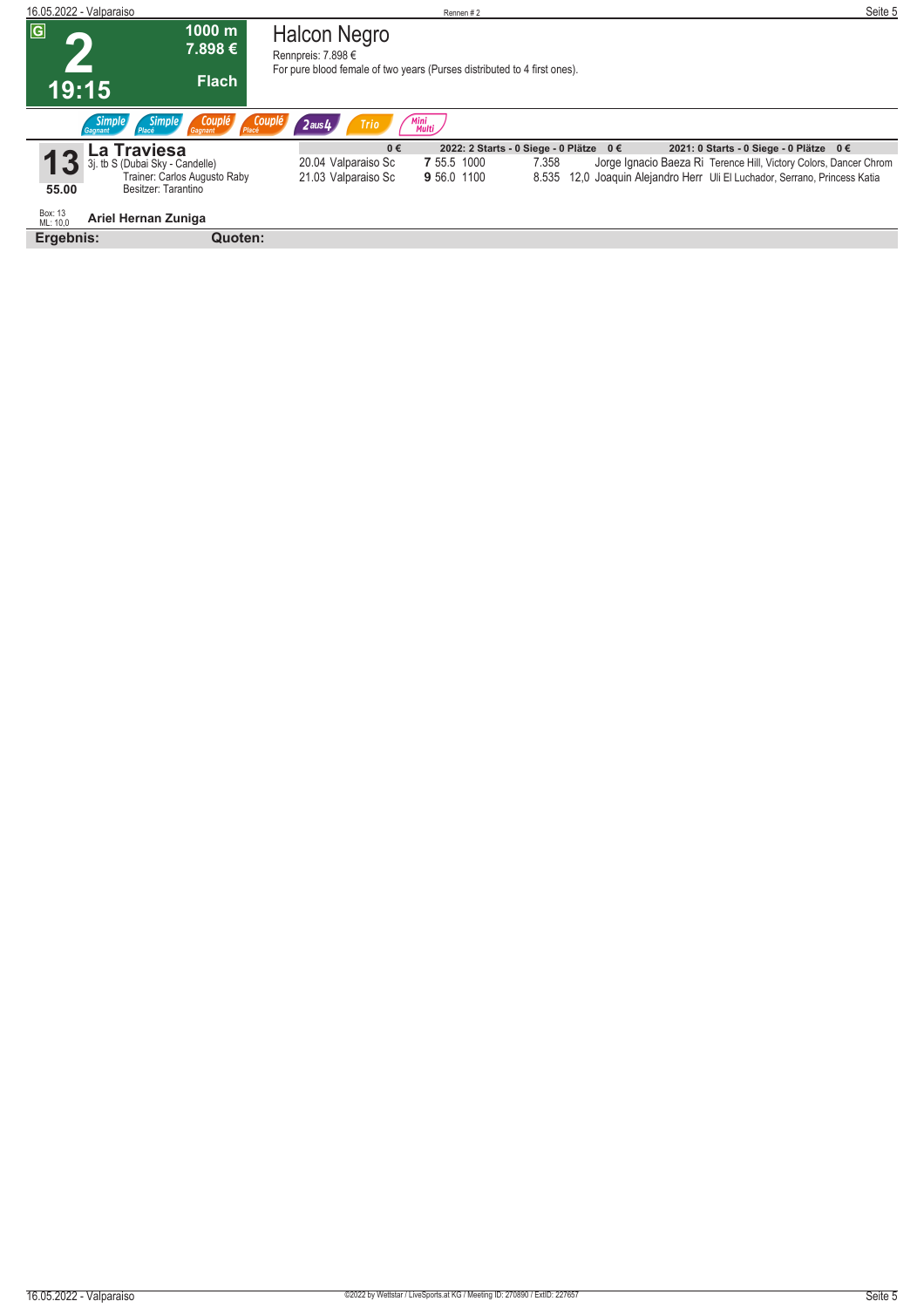G

# 2

**19:15**

**1000 m**
**7.898 €**
**Flach**

## Halcon Negro

Rennpreis: 7.898 €
For pure blood female of two years (Purses distributed to 4 first ones).

Simple Gagnant | Simple Placé | Couplé Gagnant | Couplé Placé | 2 aus 4 | Trio | Mini Multi

**13** **La Traviesa**
3j. tb S (Dubai Sky - Candelle)
Trainer: Carlos Augusto Raby
Besitzer: Tarantino
**55.00**

Box: 13
ML: 10,0

**Ariel Hernan Zuniga**

| **0 €** | | | **2022: 2 Starts - 0 Siege - 0 Plätze 0 €** | | | **2021: 0 Starts - 0 Siege - 0 Plätze 0 €** |
|---|---|---|---|---|---|---|
| 20.04 Valparaiso Sc | **7** 55.5 | 1000 | 7.358 | | Jorge Ignacio Baeza Ri | Terence Hill, Victory Colors, Dancer Chrom |
| 21.03 Valparaiso Sc | **9** 56.0 | 1100 | 8.535 | 12,0 | Joaquin Alejandro Herr | Uli El Luchador, Serrano, Princess Katia |

**Ergebnis:** **Quoten:**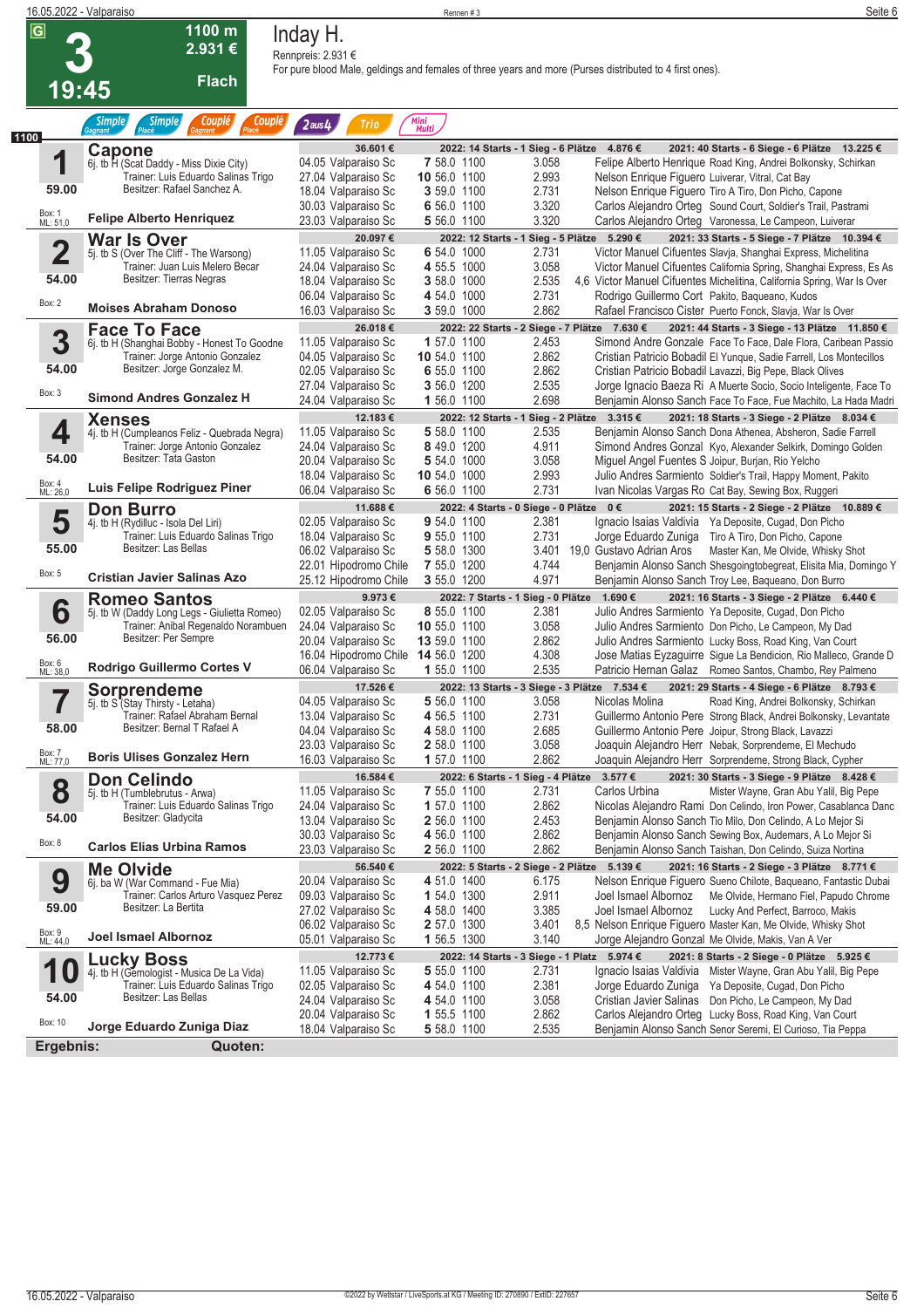# Rennen 3 – 19:45 – 1100 m – 2.931 € – Flach

## Inday H.

Rennpreis: 2.931 €

For pure blood Male, geldings and females of three years and more (Purses distributed to 4 first ones).

Wetten: Simple Gagnant, Simple Placé, Couplé Gagnant, Couplé Placé, 2aus4, Trio, Mini Multi

---

### 1 Capone — 59.00 — Box: 1 — ML: 51,0
6j. tb H (Scat Daddy - Miss Dixie City)
Trainer: Luis Eduardo Salinas Trigo
Besitzer: Rafael Sanchez A.
Jockey: Felipe Alberto Henriquez

36.601 € | 2022: 14 Starts - 1 Sieg - 6 Plätze 4.876 € | 2021: 40 Starts - 6 Siege - 6 Plätze 13.225 €

| Datum | Ort | Pl. | Gew. | Dist. | Preis | Quote | Jockey | Einlauf |
|---|---|---|---|---|---|---|---|---|
| 04.05 | Valparaiso Sc | 7 | 58.0 | 1100 | 3.058 | | Felipe Alberto Henrique | Road King, Andrei Bolkonsky, Schirkan |
| 27.04 | Valparaiso Sc | 10 | 56.0 | 1100 | 2.993 | | Nelson Enrique Figuero | Luiverar, Vitral, Cat Bay |
| 18.04 | Valparaiso Sc | 3 | 59.0 | 1100 | 2.731 | | Nelson Enrique Figuero | Tiro A Tiro, Don Picho, Capone |
| 30.03 | Valparaiso Sc | 6 | 56.0 | 1100 | 3.320 | | Carlos Alejandro Orteg | Sound Court, Soldier's Trail, Pastrami |
| 23.03 | Valparaiso Sc | 5 | 56.0 | 1100 | 3.320 | | Carlos Alejandro Orteg | Veronessa, Le Campeon, Luiverar |

### 2 War Is Over — 54.00 — Box: 2
5j. tb S (Over The Cliff - The Warsong)
Trainer: Juan Luis Melero Becar
Besitzer: Tierras Negras
Jockey: Moises Abraham Donoso

20.097 € | 2022: 12 Starts - 1 Sieg - 5 Plätze 5.290 € | 2021: 33 Starts - 5 Siege - 7 Plätze 10.394 €

| Datum | Ort | Pl. | Gew. | Dist. | Preis | Quote | Jockey | Einlauf |
|---|---|---|---|---|---|---|---|---|
| 11.05 | Valparaiso Sc | 6 | 54.0 | 1000 | 2.731 | | Victor Manuel Cifuentes | Slavja, Shanghai Express, Michelitina |
| 24.04 | Valparaiso Sc | 4 | 55.5 | 1000 | 3.058 | | Victor Manuel Cifuentes | California Spring, Shanghai Express, Es As |
| 18.04 | Valparaiso Sc | 3 | 58.0 | 1000 | 2.535 | 4,6 | Victor Manuel Cifuentes | Michelitina, California Spring, War Is Over |
| 06.04 | Valparaiso Sc | 4 | 54.0 | 1000 | 2.731 | | Rodrigo Guillermo Cort | Pakito, Baqueano, Kudos |
| 16.03 | Valparaiso Sc | 3 | 59.0 | 1000 | 2.862 | | Rafael Francisco Cister | Puerto Fonck, Slavja, War Is Over |

### 3 Face To Face — 54.00 — Box: 3
6j. tb H (Shanghai Bobby - Honest To Goodne
Trainer: Jorge Antonio Gonzalez
Besitzer: Jorge Gonzalez M.
Jockey: Simond Andres Gonzalez H

26.018 € | 2022: 22 Starts - 2 Siege - 7 Plätze 7.630 € | 2021: 44 Starts - 3 Siege - 13 Plätze 11.850 €

| Datum | Ort | Pl. | Gew. | Dist. | Preis | Quote | Jockey | Einlauf |
|---|---|---|---|---|---|---|---|---|
| 11.05 | Valparaiso Sc | 1 | 57.0 | 1100 | 2.453 | | Simond Andre Gonzale | Face To Face, Dale Flora, Caribean Passio |
| 04.05 | Valparaiso Sc | 10 | 54.0 | 1100 | 2.862 | | Cristian Patricio Bobadil | El Yunque, Sadie Farrell, Los Montecillos |
| 02.05 | Valparaiso Sc | 6 | 55.0 | 1100 | 2.862 | | Cristian Patricio Bobadil | Lavazzi, Big Pepe, Black Olives |
| 27.04 | Valparaiso Sc | 3 | 56.0 | 1200 | 2.535 | | Jorge Ignacio Baeza Ri | A Muerte Socio, Socio Inteligente, Face To |
| 24.04 | Valparaiso Sc | 1 | 56.0 | 1100 | 2.698 | | Benjamin Alonso Sanch | Face To Face, Fue Machito, La Hada Madri |

### 4 Xenses — 54.00 — Box: 4 — ML: 26,0
4j. tb H (Cumpleanos Feliz - Quebrada Negra)
Trainer: Jorge Antonio Gonzalez
Besitzer: Tata Gaston
Jockey: Luis Felipe Rodriguez Piner

12.183 € | 2022: 12 Starts - 1 Sieg - 2 Plätze 3.315 € | 2021: 18 Starts - 3 Siege - 2 Plätze 8.034 €

| Datum | Ort | Pl. | Gew. | Dist. | Preis | Quote | Jockey | Einlauf |
|---|---|---|---|---|---|---|---|---|
| 11.05 | Valparaiso Sc | 5 | 58.0 | 1100 | 2.535 | | Benjamin Alonso Sanch | Dona Athenea, Absheron, Sadie Farrell |
| 24.04 | Valparaiso Sc | 8 | 49.0 | 1200 | 4.911 | | Simond Andres Gonzal | Kyo, Alexander Selkirk, Domingo Golden |
| 20.04 | Valparaiso Sc | 5 | 54.0 | 1000 | 3.058 | | Miguel Angel Fuentes S | Joipur, Burjan, Rio Yelcho |
| 18.04 | Valparaiso Sc | 10 | 54.0 | 1000 | 2.993 | | Julio Andres Sarmiento | Soldier's Trail, Happy Moment, Pakito |
| 06.04 | Valparaiso Sc | 6 | 56.0 | 1100 | 2.731 | | Ivan Nicolas Vargas Ro | Cat Bay, Sewing Box, Ruggeri |

### 5 Don Burro — 55.00 — Box: 5
4j. tb H (Rydilluc - Isola Del Liri)
Trainer: Luis Eduardo Salinas Trigo
Besitzer: Las Bellas
Jockey: Cristian Javier Salinas Azo

11.688 € | 2022: 4 Starts - 0 Siege - 0 Plätze 0 € | 2021: 15 Starts - 2 Siege - 2 Plätze 10.889 €

| Datum | Ort | Pl. | Gew. | Dist. | Preis | Quote | Jockey | Einlauf |
|---|---|---|---|---|---|---|---|---|
| 02.05 | Valparaiso Sc | 9 | 54.0 | 1100 | 2.381 | | Ignacio Isaias Valdivia | Ya Deposite, Cugad, Don Picho |
| 18.04 | Valparaiso Sc | 9 | 55.0 | 1100 | 2.731 | | Jorge Eduardo Zuniga | Tiro A Tiro, Don Picho, Capone |
| 06.02 | Valparaiso Sc | 5 | 58.0 | 1300 | 3.401 | 19,0 | Gustavo Adrian Aros | Master Kan, Me Olvide, Whisky Shot |
| 22.01 | Hipodromo Chile | 7 | 55.0 | 1200 | 4.744 | | Benjamin Alonso Sanch | Shesgoingtobegreat, Elisita Mia, Domingo Y |
| 25.12 | Hipodromo Chile | 3 | 55.0 | 1200 | 4.971 | | Benjamin Alonso Sanch | Troy Lee, Baqueano, Don Burro |

### 6 Romeo Santos — 56.00 — Box: 6 — ML: 38,0
5j. tb W (Daddy Long Legs - Giulietta Romeo)
Trainer: Anibal Regenaldo Norambuen
Besitzer: Per Sempre
Jockey: Rodrigo Guillermo Cortes V

9.973 € | 2022: 7 Starts - 1 Sieg - 0 Plätze 1.690 € | 2021: 16 Starts - 3 Siege - 2 Plätze 6.440 €

| Datum | Ort | Pl. | Gew. | Dist. | Preis | Quote | Jockey | Einlauf |
|---|---|---|---|---|---|---|---|---|
| 02.05 | Valparaiso Sc | 8 | 55.0 | 1100 | 2.381 | | Julio Andres Sarmiento | Ya Deposite, Cugad, Don Picho |
| 24.04 | Valparaiso Sc | 10 | 55.0 | 1100 | 3.058 | | Julio Andres Sarmiento | Don Picho, Le Campeon, My Dad |
| 20.04 | Valparaiso Sc | 13 | 59.0 | 1100 | 2.862 | | Julio Andres Sarmiento | Lucky Boss, Road King, Van Court |
| 16.04 | Hipodromo Chile | 14 | 56.0 | 1200 | 4.308 | | Jose Matias Eyzaguirre | Sigue La Bendicion, Rio Malleco, Grande D |
| 06.04 | Valparaiso Sc | 1 | 55.0 | 1100 | 2.535 | | Patricio Hernan Galaz | Romeo Santos, Chambo, Rey Palmeno |

### 7 Sorprendeme — 58.00 — Box: 7 — ML: 77,0
5j. tb S (Stay Thirsty - Letaha)
Trainer: Rafael Abraham Bernal
Besitzer: Bernal T Rafael A
Jockey: Boris Ulises Gonzalez Hern

17.526 € | 2022: 13 Starts - 3 Siege - 3 Plätze 7.534 € | 2021: 29 Starts - 4 Siege - 6 Plätze 8.793 €

| Datum | Ort | Pl. | Gew. | Dist. | Preis | Quote | Jockey | Einlauf |
|---|---|---|---|---|---|---|---|---|
| 04.05 | Valparaiso Sc | 5 | 56.0 | 1100 | 3.058 | | Nicolas Molina | Road King, Andrei Bolkonsky, Schirkan |
| 13.04 | Valparaiso Sc | 4 | 56.5 | 1100 | 2.731 | | Guillermo Antonio Pere | Strong Black, Andrei Bolkonsky, Levantate |
| 04.04 | Valparaiso Sc | 4 | 58.0 | 1100 | 2.685 | | Guillermo Antonio Pere | Joipur, Strong Black, Lavazzi |
| 23.03 | Valparaiso Sc | 2 | 58.0 | 1100 | 3.058 | | Joaquin Alejandro Herr | Nebak, Sorprendeme, El Mechudo |
| 16.03 | Valparaiso Sc | 1 | 57.0 | 1100 | 2.862 | | Joaquin Alejandro Herr | Sorprendeme, Strong Black, Cypher |

### 8 Don Celindo — 54.00 — Box: 8
5j. tb H (Tumblebrutus - Arwa)
Trainer: Luis Eduardo Salinas Trigo
Besitzer: Gladycita
Jockey: Carlos Elias Urbina Ramos

16.584 € | 2022: 6 Starts - 1 Sieg - 4 Plätze 3.577 € | 2021: 30 Starts - 3 Siege - 9 Plätze 8.428 €

| Datum | Ort | Pl. | Gew. | Dist. | Preis | Quote | Jockey | Einlauf |
|---|---|---|---|---|---|---|---|---|
| 11.05 | Valparaiso Sc | 7 | 55.0 | 1100 | 2.731 | | Carlos Urbina | Mister Wayne, Gran Abu Yalil, Big Pepe |
| 24.04 | Valparaiso Sc | 1 | 57.0 | 1100 | 2.862 | | Nicolas Alejandro Rami | Don Celindo, Iron Power, Casablanca Danc |
| 13.04 | Valparaiso Sc | 2 | 56.0 | 1100 | 2.453 | | Benjamin Alonso Sanch | Tio Milo, Don Celindo, A Lo Mejor Si |
| 30.03 | Valparaiso Sc | 4 | 56.0 | 1100 | 2.862 | | Benjamin Alonso Sanch | Sewing Box, Audemars, A Lo Mejor Si |
| 23.03 | Valparaiso Sc | 2 | 56.0 | 1100 | 2.862 | | Benjamin Alonso Sanch | Taishan, Don Celindo, Suiza Nortina |

### 9 Me Olvide — 59.00 — Box: 9 — ML: 44,0
6j. ba W (War Command - Fue Mia)
Trainer: Carlos Arturo Vasquez Perez
Besitzer: La Bertita
Jockey: Joel Ismael Albornoz

56.540 € | 2022: 5 Starts - 2 Siege - 2 Plätze 5.139 € | 2021: 16 Starts - 2 Siege - 3 Plätze 8.771 €

| Datum | Ort | Pl. | Gew. | Dist. | Preis | Quote | Jockey | Einlauf |
|---|---|---|---|---|---|---|---|---|
| 20.04 | Valparaiso Sc | 4 | 51.0 | 1400 | 6.175 | | Nelson Enrique Figuero | Ya Chilote, Baqueano, Fantastic Dubai |
| 09.03 | Valparaiso Sc | 1 | 54.0 | 1300 | 2.911 | | Joel Ismael Albornoz | Me Olvide, Hermano Fiel, Papudo Chrome |
| 27.02 | Valparaiso Sc | 4 | 58.0 | 1400 | 3.385 | | Joel Ismael Albornoz | Lucky And Perfect, Barroco, Makis |
| 06.02 | Valparaiso Sc | 2 | 57.0 | 1300 | 3.401 | 8,5 | Nelson Enrique Figuero | Master Kan, Me Olvide, Whisky Shot |
| 05.01 | Valparaiso Sc | 1 | 56.5 | 1300 | 3.140 | | Jorge Alejandro Gonzal | Me Olvide, Makis, Van A Ver |

### 10 Lucky Boss — 54.00 — Box: 10
4j. tb H (Gemologist - Musica De La Vida)
Trainer: Luis Eduardo Salinas Trigo
Besitzer: Las Bellas
Jockey: Jorge Eduardo Zuniga Diaz

12.773 € | 2022: 14 Starts - 3 Siege - 1 Platz 5.974 € | 2021: 8 Starts - 2 Siege - 0 Plätze 5.925 €

| Datum | Ort | Pl. | Gew. | Dist. | Preis | Quote | Jockey | Einlauf |
|---|---|---|---|---|---|---|---|---|
| 11.05 | Valparaiso Sc | 5 | 55.0 | 1100 | 2.731 | | Ignacio Isaias Valdivia | Mister Wayne, Gran Abu Yalil, Big Pepe |
| 02.05 | Valparaiso Sc | 4 | 54.0 | 1100 | 2.381 | | Jorge Eduardo Zuniga | Ya Deposite, Cugad, Don Picho |
| 24.04 | Valparaiso Sc | 4 | 54.0 | 1100 | 3.058 | | Cristian Javier Salinas | Don Picho, Le Campeon, My Dad |
| 20.04 | Valparaiso Sc | 1 | 55.5 | 1100 | 2.862 | | Carlos Alejandro Orteg | Lucky Boss, Road King, Van Court |
| 18.04 | Valparaiso Sc | 5 | 58.0 | 1100 | 2.535 | | Benjamin Alonso Sanch | Senor Seremi, El Curioso, Tia Peppa |

**Ergebnis:** **Quoten:**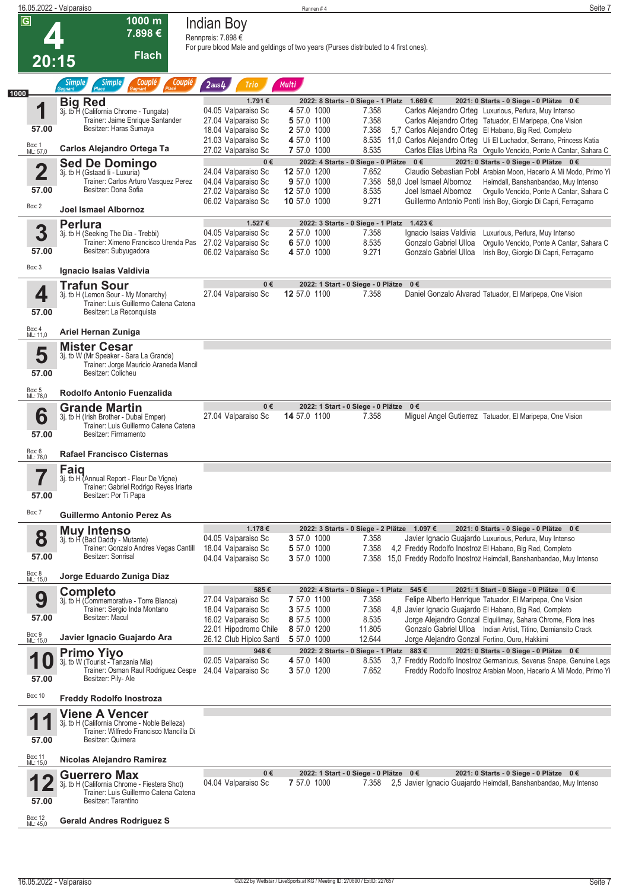# Rennen 4 – 20:15 – Indian Boy

**1000 m – 7.898 € – Flach**

Rennpreis: 7.898 €

For pure blood Male and geldings of two years (Purses distributed to 4 first ones).

Wetten: Simple Gagnant, Simple Placé, Couplé Gagnant, Couplé Placé, 2aus4, Trio, Multi

---

### 1 Big Red – 57.00

3j. tb H (California Chrome - Tungata)
Trainer: Jaime Enrique Santander
Besitzer: Haras Sumaya
Box: 1 – ML: 57,0
**Carlos Alejandro Ortega Ta**

1.791 € – 2022: 8 Starts - 0 Siege - 1 Platz 1.669 € – 2021: 0 Starts - 0 Siege - 0 Plätze 0 €

| Datum | Ort | Platz | Gew. | Dist. | Preis | Quote | Reiter | Erste |
|---|---|---|---|---|---|---|---|---|
| 04.05 | Valparaiso Sc | 4 | 57.0 | 1000 | 7.358 | | Carlos Alejandro Orteg | Luxurious, Perlura, Muy Intenso |
| 27.04 | Valparaiso Sc | 5 | 57.0 | 1100 | 7.358 | | Carlos Alejandro Orteg | Tatuador, El Maripepa, One Vision |
| 18.04 | Valparaiso Sc | 2 | 57.0 | 1000 | 7.358 | 5,7 | Carlos Alejandro Orteg | El Habano, Big Red, Completo |
| 21.03 | Valparaiso Sc | 4 | 57.0 | 1100 | 8.535 | 11,0 | Carlos Alejandro Orteg | Uli El Luchador, Serrano, Princess Katia |
| 27.02 | Valparaiso Sc | 7 | 57.0 | 1000 | 8.535 | | Carlos Elias Urbina Ra | Orgullo Vencido, Ponte A Cantar, Sahara C |

### 2 Sed De Domingo – 57.00

3j. tb H (Gstaad Ii - Luxuria)
Trainer: Carlos Arturo Vasquez Perez
Besitzer: Dona Sofia
Box: 2
**Joel Ismael Albornoz**

0 € – 2022: 4 Starts - 0 Siege - 0 Plätze 0 € – 2021: 0 Starts - 0 Siege - 0 Plätze 0 €

| Datum | Ort | Platz | Gew. | Dist. | Preis | Quote | Reiter | Erste |
|---|---|---|---|---|---|---|---|---|
| 24.04 | Valparaiso Sc | 12 | 57.0 | 1200 | 7.652 | | Claudio Sebastian Pobl | Arabian Moon, Hacerlo A Mi Modo, Primo Yi |
| 04.04 | Valparaiso Sc | 9 | 57.0 | 1000 | 7.358 | 58,0 | Joel Ismael Albornoz | Heimdall, Banshanbandao, Muy Intenso |
| 27.02 | Valparaiso Sc | 12 | 57.0 | 1000 | 8.535 | | Joel Ismael Albornoz | Orgullo Vencido, Ponte A Cantar, Sahara C |
| 06.02 | Valparaiso Sc | 10 | 57.0 | 1000 | 9.271 | | Guillermo Antonio Ponti | Irish Boy, Giorgio Di Capri, Ferragamo |

### 3 Perlura – 57.00

3j. tb H (Seeking The Dia - Trebbi)
Trainer: Ximeno Francisco Urenda Pas
Besitzer: Subyugadora
Box: 3
**Ignacio Isaias Valdivia**

1.527 € – 2022: 3 Starts - 0 Siege - 1 Platz 1.423 €

| Datum | Ort | Platz | Gew. | Dist. | Preis | Quote | Reiter | Erste |
|---|---|---|---|---|---|---|---|---|
| 04.05 | Valparaiso Sc | 2 | 57.0 | 1000 | 7.358 | | Ignacio Isaias Valdivia | Luxurious, Perlura, Muy Intenso |
| 27.02 | Valparaiso Sc | 6 | 57.0 | 1000 | 8.535 | | Gonzalo Gabriel Ulloa | Orgullo Vencido, Ponte A Cantar, Sahara C |
| 06.02 | Valparaiso Sc | 4 | 57.0 | 1000 | 9.271 | | Gonzalo Gabriel Ulloa | Irish Boy, Giorgio Di Capri, Ferragamo |

### 4 Trafun Sour – 57.00

3j. tb H (Lemon Sour - My Monarchy)
Trainer: Luis Guillermo Catena Catena
Besitzer: La Reconquista
Box: 4 – ML: 11,0
**Ariel Hernan Zuniga**

0 € – 2022: 1 Start - 0 Siege - 0 Plätze 0 €

| Datum | Ort | Platz | Gew. | Dist. | Preis | Quote | Reiter | Erste |
|---|---|---|---|---|---|---|---|---|
| 27.04 | Valparaiso Sc | 12 | 57.0 | 1100 | 7.358 | | Daniel Gonzalo Alvarad | Tatuador, El Maripepa, One Vision |

### 5 Mister Cesar – 57.00

3j. tb W (Mr Speaker - Sara La Grande)
Trainer: Jorge Mauricio Araneda Mancil
Besitzer: Colicheu
Box: 5 – ML: 76,0
**Rodolfo Antonio Fuenzalida**

### 6 Grande Martin – 57.00

3j. tb H (Irish Brother - Dubai Emper)
Trainer: Luis Guillermo Catena Catena
Besitzer: Firmamento
Box: 6 – ML: 76,0
**Rafael Francisco Cisternas**

0 € – 2022: 1 Start - 0 Siege - 0 Plätze 0 €

| Datum | Ort | Platz | Gew. | Dist. | Preis | Quote | Reiter | Erste |
|---|---|---|---|---|---|---|---|---|
| 27.04 | Valparaiso Sc | 14 | 57.0 | 1100 | 7.358 | | Miguel Angel Gutierrez | Tatuador, El Maripepa, One Vision |

### 7 Faiq – 57.00

3j. tb H (Annual Report - Fleur De Vigne)
Trainer: Gabriel Rodrigo Reyes Iriarte
Besitzer: Por Ti Papa
Box: 7
**Guillermo Antonio Perez As**

### 8 Muy Intenso – 57.00

3j. tb H (Bad Daddy - Mutante)
Trainer: Gonzalo Andres Vegas Cantill
Besitzer: Sonrisal
Box: 8 – ML: 15,0
**Jorge Eduardo Zuniga Diaz**

1.178 € – 2022: 3 Starts - 0 Siege - 2 Plätze 1.097 € – 2021: 0 Starts - 0 Siege - 0 Plätze 0 €

| Datum | Ort | Platz | Gew. | Dist. | Preis | Quote | Reiter | Erste |
|---|---|---|---|---|---|---|---|---|
| 04.05 | Valparaiso Sc | 3 | 57.0 | 1000 | 7.358 | | Javier Ignacio Guajardo | Luxurious, Perlura, Muy Intenso |
| 18.04 | Valparaiso Sc | 5 | 57.0 | 1000 | 7.358 | 4,2 | Freddy Rodolfo Inostroz | El Habano, Big Red, Completo |
| 04.04 | Valparaiso Sc | 3 | 57.0 | 1000 | 7.358 | 15,0 | Freddy Rodolfo Inostroz | Heimdall, Banshanbandao, Muy Intenso |

### 9 Completo – 57.00

3j. tb H (Commemorative - Torre Blanca)
Trainer: Sergio Inda Montano
Besitzer: Macul
Box: 9 – ML: 15,0
**Javier Ignacio Guajardo Ara**

585 € – 2022: 4 Starts - 0 Siege - 1 Platz 545 € – 2021: 1 Start - 0 Siege - 0 Plätze 0 €

| Datum | Ort | Platz | Gew. | Dist. | Preis | Quote | Reiter | Erste |
|---|---|---|---|---|---|---|---|---|
| 27.04 | Valparaiso Sc | 7 | 57.0 | 1100 | 7.358 | | Felipe Alberto Henrique | Tatuador, El Maripepa, One Vision |
| 18.04 | Valparaiso Sc | 3 | 57.5 | 1000 | 7.358 | 4,8 | Javier Ignacio Guajardo | El Habano, Big Red, Completo |
| 16.02 | Valparaiso Sc | 8 | 57.5 | 1000 | 8.535 | | Jorge Alejandro Gonzal | Elquilimay, Sahara Chrome, Flora Ines |
| 22.01 | Hipodromo Chile | 8 | 57.0 | 1200 | 11.805 | | Gonzalo Gabriel Ulloa | Indian Artist, Titino, Damiansito Crack |
| 26.12 | Club Hipico Santi | 5 | 57.0 | 1000 | 12.644 | | Jorge Alejandro Gonzal | Fortino, Ouro, Hakkimi |

### 10 Primo Yiyo – 57.00

3j. tb W (Tourist - Tanzania Mia)
Trainer: Osman Raul Rodriguez Cespe
Besitzer: Pily- Ale
Box: 10
**Freddy Rodolfo Inostroza**

948 € – 2022: 2 Starts - 0 Siege - 1 Platz 883 € – 2021: 0 Starts - 0 Siege - 0 Plätze 0 €

| Datum | Ort | Platz | Gew. | Dist. | Preis | Quote | Reiter | Erste |
|---|---|---|---|---|---|---|---|---|
| 02.05 | Valparaiso Sc | 4 | 57.0 | 1400 | 8.535 | 3,7 | Freddy Rodolfo Inostroz | Germanicus, Severus Snape, Genuine Legs |
| 24.04 | Valparaiso Sc | 3 | 57.0 | 1200 | 7.652 | | Freddy Rodolfo Inostroz | Arabian Moon, Hacerlo A Mi Modo, Primo Yi |

### 11 Viene A Vencer – 57.00

3j. tb H (California Chrome - Noble Belleza)
Trainer: Wilfredo Francisco Mancilla Di
Besitzer: Quimera
Box: 11 – ML: 15,0
**Nicolas Alejandro Ramirez**

### 12 Guerrero Max – 57.00

3j. tb H (California Chrome - Fiestera Shot)
Trainer: Luis Guillermo Catena Catena
Besitzer: Tarantino
Box: 12 – ML: 45,0
**Gerald Andres Rodriguez S**

0 € – 2022: 1 Start - 0 Siege - 0 Plätze 0 € – 2021: 0 Starts - 0 Siege - 0 Plätze 0 €

| Datum | Ort | Platz | Gew. | Dist. | Preis | Quote | Reiter | Erste |
|---|---|---|---|---|---|---|---|---|
| 04.04 | Valparaiso Sc | 7 | 57.0 | 1000 | 7.358 | 2,5 | Javier Ignacio Guajardo | Heimdall, Banshanbandao, Muy Intenso |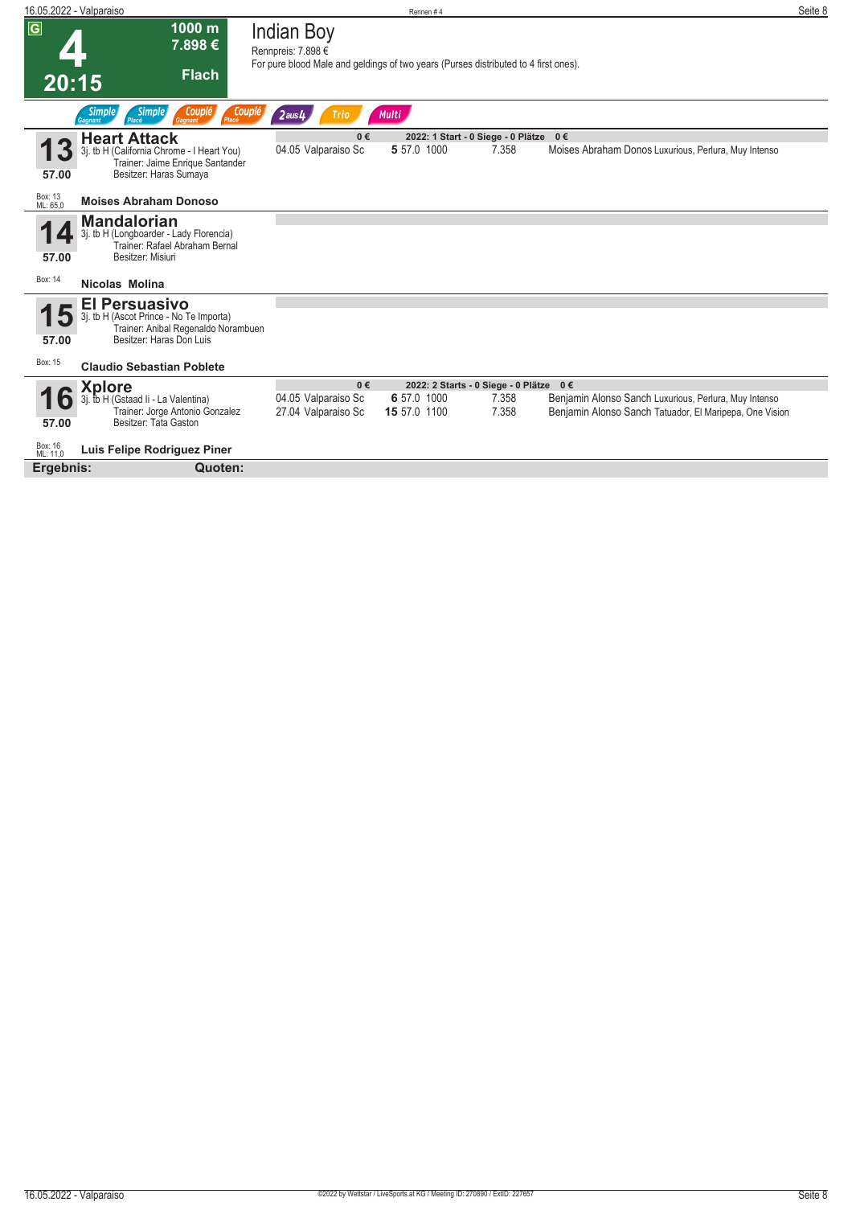# 4

**20:15**

**1000 m**
**7.898 €**
**Flach**

## Indian Boy

Rennpreis: 7.898 €
For pure blood Male and geldings of two years (Purses distributed to 4 first ones).

Simple Gagnant | Simple Placé | Couplé Gagnant | Couplé Placé | 2aus4 | Trio | Multi

---

### 13 Heart Attack
57.00
3j. tb H (California Chrome - I Heart You)
Trainer: Jaime Enrique Santander
Besitzer: Haras Sumaya
Box: 13
ML: 65,0
**Moises Abraham Donoso**

0 € — 2022: 1 Start - 0 Siege - 0 Plätze 0 €

| Datum | Ort | Platz | Gew. | Distanz | Preis | Reiter / Erste |
|---|---|---|---|---|---|---|
| 04.05 | Valparaiso Sc | 5 | 57.0 | 1000 | 7.358 | Moises Abraham Donos Luxurious, Perlura, Muy Intenso |

---

### 14 Mandalorian
57.00
3j. tb H (Longboarder - Lady Florencia)
Trainer: Rafael Abraham Bernal
Besitzer: Misiuri
Box: 14
**Nicolas Molina**

---

### 15 El Persuasivo
57.00
3j. tb H (Ascot Prince - No Te Importa)
Trainer: Anibal Regenaldo Norambuen
Besitzer: Haras Don Luis
Box: 15
**Claudio Sebastian Poblete**

---

### 16 Xplore
57.00
3j. tb H (Gstaad Ii - La Valentina)
Trainer: Jorge Antonio Gonzalez
Besitzer: Tata Gaston
Box: 16
ML: 11,0
**Luis Felipe Rodriguez Piner**

0 € — 2022: 2 Starts - 0 Siege - 0 Plätze 0 €

| Datum | Ort | Platz | Gew. | Distanz | Preis | Reiter / Erste |
|---|---|---|---|---|---|---|
| 04.05 | Valparaiso Sc | 6 | 57.0 | 1000 | 7.358 | Benjamin Alonso Sanch Luxurious, Perlura, Muy Intenso |
| 27.04 | Valparaiso Sc | 15 | 57.0 | 1100 | 7.358 | Benjamin Alonso Sanch Tatuador, El Maripepa, One Vision |

---

**Ergebnis:** **Quoten:**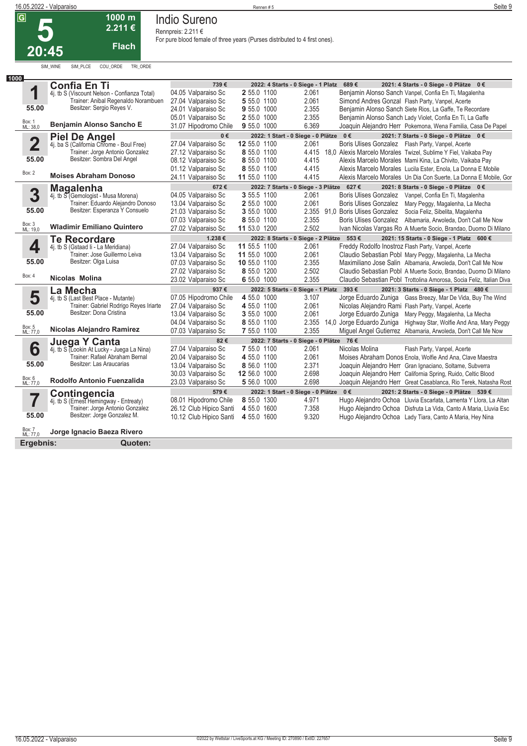# 5 — 20:45 — Indio Sureno

**1000 m — 2.211 € — Flach**

Rennpreis: 2.211 €

For pure blood female of three years (Purses distributed to 4 first ones).

SIM_WINE SIM_PLCE COU_ORDE TRI_ORDE

**1000**

## 1 Confia En Ti

4j. tb S (Viscount Nelson - Confianza Total)
Trainer: Anibal Regenaldo Norambuen
Besitzer: Sergio Reyes V.
55.00 — Box: 1 — ML: 38,0
**Benjamin Alonso Sancho E**

739 € — 2022: 4 Starts - 0 Siege - 1 Platz 689 € — 2021: 4 Starts - 0 Siege - 0 Plätze 0 €

| Datum | Bahn | Pl. | Gew. | Dist. | Preis | Quote | Reiter | Erste |
|---|---|---|---|---|---|---|---|---|
| 04.05 | Valparaiso Sc | 2 | 55.0 | 1100 | 2.061 | | Benjamin Alonso Sanch | Vanpel, Confia En Ti, Magalenha |
| 27.04 | Valparaiso Sc | 5 | 55.0 | 1100 | 2.061 | | Simond Andres Gonzal | Flash Party, Vanpel, Acerte |
| 24.01 | Valparaiso Sc | 9 | 55.0 | 1000 | 2.355 | | Benjamin Alonso Sanch | Siete Rios, La Gaffe, Te Recordare |
| 05.01 | Valparaiso Sc | 2 | 55.0 | 1000 | 2.355 | | Benjamin Alonso Sanch | Lady Violet, Confia En Ti, La Gaffe |
| 31.07 | Hipodromo Chile | 9 | 55.0 | 1000 | 6.369 | | Joaquin Alejandro Herr | Pokemona, Wena Familia, Casa De Papel |

## 2 Piel De Angel

4j. ba S (California Chrome - Boul Free)
Trainer: Jorge Antonio Gonzalez
Besitzer: Sombra Del Angel
55.00 — Box: 2
**Moises Abraham Donoso**

0 € — 2022: 1 Start - 0 Siege - 0 Plätze 0 € — 2021: 7 Starts - 0 Siege - 0 Plätze 0 €

| Datum | Bahn | Pl. | Gew. | Dist. | Preis | Quote | Reiter | Erste |
|---|---|---|---|---|---|---|---|---|
| 27.04 | Valparaiso Sc | 12 | 55.0 | 1100 | 2.061 | | Boris Ulises Gonzalez | Flash Party, Vanpel, Acerte |
| 27.12 | Valparaiso Sc | 8 | 55.0 | 1100 | 4.415 | 18,0 | Alexis Marcelo Morales | Twizel, Sublime Y Fiel, Vaikaba Pay |
| 08.12 | Valparaiso Sc | 8 | 55.0 | 1100 | 4.415 | | Alexis Marcelo Morales | Mami Kina, La Chivito, Vaikaba Pay |
| 01.12 | Valparaiso Sc | 8 | 55.0 | 1100 | 4.415 | | Alexis Marcelo Morales | Lucila Ester, Enola, La Donna E Mobile |
| 24.11 | Valparaiso Sc | 11 | 55.0 | 1100 | 4.415 | | Alexis Marcelo Morales | Un Dia Con Suerte, La Donna E Mobile, Gor |

## 3 Magalenha

4j. tb S (Gemologist - Musa Morena)
Trainer: Eduardo Alejandro Donoso
Besitzer: Esperanza Y Consuelo
55.00 — Box: 3 — ML: 19,0
**Wladimir Emiliano Quintero**

672 € — 2022: 7 Starts - 0 Siege - 3 Plätze 627 € — 2021: 8 Starts - 0 Siege - 0 Plätze 0 €

| Datum | Bahn | Pl. | Gew. | Dist. | Preis | Quote | Reiter | Erste |
|---|---|---|---|---|---|---|---|---|
| 04.05 | Valparaiso Sc | 3 | 55.5 | 1100 | 2.061 | | Boris Ulises Gonzalez | Vanpel, Confia En Ti, Magalenha |
| 13.04 | Valparaiso Sc | 2 | 55.0 | 1000 | 2.061 | | Boris Ulises Gonzalez | Mary Peggy, Magalenha, La Mecha |
| 21.03 | Valparaiso Sc | 3 | 55.0 | 1000 | 2.355 | 91,0 | Boris Ulises Gonzalez | Socia Feliz, Sibelita, Magalenha |
| 07.03 | Valparaiso Sc | 8 | 55.0 | 1100 | 2.355 | | Boris Ulises Gonzalez | Albamaria, Arwoleda, Don't Call Me Now |
| 27.02 | Valparaiso Sc | 11 | 53.0 | 1200 | 2.502 | | Ivan Nicolas Vargas Ro | A Muerte Socio, Brandao, Duomo Di Milano |

## 4 Te Recordare

4j. tb S (Gstaad Ii - La Meridiana)
Trainer: Jose Guillermo Leiva
Besitzer: Olga Luisa
55.00 — Box: 4
**Nicolas Molina**

1.238 € — 2022: 8 Starts - 0 Siege - 2 Plätze 553 € — 2021: 15 Starts - 0 Siege - 1 Platz 600 €

| Datum | Bahn | Pl. | Gew. | Dist. | Preis | Quote | Reiter | Erste |
|---|---|---|---|---|---|---|---|---|
| 27.04 | Valparaiso Sc | 11 | 55.5 | 1100 | 2.061 | | Freddy Rodolfo Inostroz | Flash Party, Vanpel, Acerte |
| 13.04 | Valparaiso Sc | 11 | 55.0 | 1000 | 2.061 | | Claudio Sebastian Pobl | Mary Peggy, Magalenha, La Mecha |
| 07.03 | Valparaiso Sc | 10 | 55.0 | 1100 | 2.355 | | Maximiliano Jose Salin | Albamaria, Arwoleda, Don't Call Me Now |
| 27.02 | Valparaiso Sc | 8 | 55.0 | 1200 | 2.502 | | Claudio Sebastian Pobl | A Muerte Socio, Brandao, Duomo Di Milano |
| 23.02 | Valparaiso Sc | 6 | 55.0 | 1000 | 2.355 | | Claudio Sebastian Pobl | Trottolina Amorosa, Socia Feliz, Italian Diva |

## 5 La Mecha

4j. tb S (Last Best Place - Mutante)
Trainer: Gabriel Rodrigo Reyes Iriarte
Besitzer: Dona Cristina
55.00 — Box: 5 — ML: 77,0
**Nicolas Alejandro Ramirez**

937 € — 2022: 5 Starts - 0 Siege - 1 Platz 393 € — 2021: 3 Starts - 0 Siege - 1 Platz 480 €

| Datum | Bahn | Pl. | Gew. | Dist. | Preis | Quote | Reiter | Erste |
|---|---|---|---|---|---|---|---|---|
| 07.05 | Hipodromo Chile | 4 | 55.0 | 1000 | 3.107 | | Jorge Eduardo Zuniga | Gass Breezy, Mar De Vida, Buy The Wind |
| 27.04 | Valparaiso Sc | 4 | 55.0 | 1100 | 2.061 | | Nicolas Alejandro Rami | Flash Party, Vanpel, Acerte |
| 13.04 | Valparaiso Sc | 3 | 55.0 | 1000 | 2.061 | | Jorge Eduardo Zuniga | Mary Peggy, Magalenha, La Mecha |
| 04.04 | Valparaiso Sc | 8 | 55.0 | 1100 | 2.355 | 14,0 | Jorge Eduardo Zuniga | Highway Star, Wolfie And Ana, Mary Peggy |
| 07.03 | Valparaiso Sc | 7 | 55.0 | 1100 | 2.355 | | Miguel Angel Gutierrez | Albamaria, Arwoleda, Don't Call Me Now |

## 6 Juega Y Canta

4j. tb S (Lookin At Lucky - Juega La Nina)
Trainer: Rafael Abraham Bernal
Besitzer: Las Araucarias
55.00 — Box: 6 — ML: 77,0
**Rodolfo Antonio Fuenzalida**

82 € — 2022: 7 Starts - 0 Siege - 0 Plätze 76 €

| Datum | Bahn | Pl. | Gew. | Dist. | Preis | Quote | Reiter | Erste |
|---|---|---|---|---|---|---|---|---|
| 27.04 | Valparaiso Sc | 7 | 55.0 | 1100 | 2.061 | | Nicolas Molina | Flash Party, Vanpel, Acerte |
| 20.04 | Valparaiso Sc | 4 | 55.0 | 1100 | 2.061 | | Moises Abraham Donos | Enola, Wolfie And Ana, Clave Maestra |
| 13.04 | Valparaiso Sc | 8 | 56.0 | 1100 | 2.371 | | Joaquin Alejandro Herr | Gran Ignaciano, Soltame, Subverra |
| 30.03 | Valparaiso Sc | 12 | 56.0 | 1000 | 2.698 | | Joaquin Alejandro Herr | California Spring, Ruido, Celtic Blood |
| 23.03 | Valparaiso Sc | 5 | 56.0 | 1000 | 2.698 | | Joaquin Alejandro Herr | Great Casablanca, Rio Terek, Natasha Rost |

## 7 Contingencia

4j. tb S (Ernest Hemingway - Entreaty)
Trainer: Jorge Antonio Gonzalez
Besitzer: Jorge Gonzalez M.
55.00 — Box: 7 — ML: 77,0
**Jorge Ignacio Baeza Rivero**

579 € — 2022: 1 Start - 0 Siege - 0 Plätze 0 € — 2021: 2 Starts - 0 Siege - 0 Plätze 539 €

| Datum | Bahn | Pl. | Gew. | Dist. | Preis | Quote | Reiter | Erste |
|---|---|---|---|---|---|---|---|---|
| 08.01 | Hipodromo Chile | 8 | 55.0 | 1300 | 4.971 | | Hugo Alejandro Ochoa | Lluvia Escarlata, Lamenta Y Llora, La Altan |
| 26.12 | Club Hipico Santi | 4 | 55.0 | 1600 | 7.358 | | Hugo Alejandro Ochoa | Disfruta La Vida, Canto A Maria, Lluvia Esc |
| 10.12 | Club Hipico Santi | 4 | 55.0 | 1600 | 9.320 | | Hugo Alejandro Ochoa | Lady Tiara, Canto A Maria, Hey Nina |

**Ergebnis:** **Quoten:**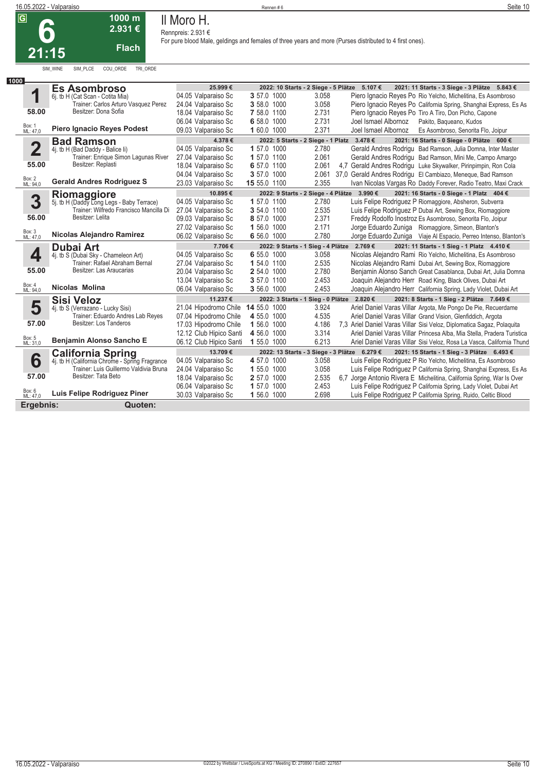G

# 6

**21:15**

**1000 m**
**2.931 €**
**Flach**

## Il Moro H.

Rennpreis: 2.931 €
For pure blood Male, geldings and females of three years and more (Purses distributed to 4 first ones).

SIM_WINE SIM_PLCE COU_ORDE TRI_ORDE

**1000**

### 1 Es Asombroso

6j. tb H (Cat Scan - Cotita Mia)
Trainer: Carlos Arturo Vasquez Perez
Besitzer: Dona Sofia
58.00
Box: 1 ML: 47,0
**Piero Ignacio Reyes Podest**

25.999 € | 2022: 10 Starts - 2 Siege - 5 Plätze 5.107 € | 2021: 11 Starts - 3 Siege - 3 Plätze 5.843 €

| Datum | Bahn | Pl. | Gew. | Dist. | Preis | Quote | Reiter | Einlauf |
|---|---|---|---|---|---|---|---|---|
| 04.05 | Valparaiso Sc | 3 | 57.0 | 1000 | 3.058 | | Piero Ignacio Reyes Po | Rio Yelcho, Michelitina, Es Asombroso |
| 24.04 | Valparaiso Sc | 3 | 58.0 | 1000 | 3.058 | | Piero Ignacio Reyes Po | California Spring, Shanghai Express, Es As |
| 18.04 | Valparaiso Sc | 7 | 58.0 | 1100 | 2.731 | | Piero Ignacio Reyes Po | Tiro A Tiro, Don Picho, Capone |
| 06.04 | Valparaiso Sc | 6 | 58.0 | 1000 | 2.731 | | Joel Ismael Albornoz | Pakito, Baqueano, Kudos |
| 09.03 | Valparaiso Sc | 1 | 60.0 | 1000 | 2.371 | | Joel Ismael Albornoz | Es Asombroso, Senorita Flo, Joipur |

### 2 Bad Ramson

4j. tb H (Bad Daddy - Balice Ii)
Trainer: Enrique Simon Lagunas River
Besitzer: Replasti
55.00
Box: 2 ML: 94,0
**Gerald Andres Rodriguez S**

4.378 € | 2022: 5 Starts - 2 Siege - 1 Platz 3.478 € | 2021: 16 Starts - 0 Siege - 0 Plätze 600 €

| Datum | Bahn | Pl. | Gew. | Dist. | Preis | Quote | Reiter | Einlauf |
|---|---|---|---|---|---|---|---|---|
| 04.05 | Valparaiso Sc | 1 | 57.0 | 1000 | 2.780 | | Gerald Andres Rodrigu | Bad Ramson, Julia Domna, Inter Master |
| 27.04 | Valparaiso Sc | 1 | 57.0 | 1100 | 2.061 | | Gerald Andres Rodrigu | Bad Ramson, Mini Me, Campo Amargo |
| 18.04 | Valparaiso Sc | 6 | 57.0 | 1100 | 2.061 | 4,7 | Gerald Andres Rodrigu | Luke Skywalker, Pirinpimpin, Ron Cola |
| 04.04 | Valparaiso Sc | 3 | 57.0 | 1000 | 2.061 | 37,0 | Gerald Andres Rodrigu | El Cambiazo, Meneque, Bad Ramson |
| 23.03 | Valparaiso Sc | 15 | 55.0 | 1100 | 2.355 | | Ivan Nicolas Vargas Ro | Daddy Forever, Radio Teatro, Maxi Crack |

### 3 Riomaggiore

5j. tb H (Daddy Long Legs - Baby Terrace)
Trainer: Wilfredo Francisco Mancilla Di
Besitzer: Lelita
56.00
Box: 3 ML: 47,0
**Nicolas Alejandro Ramirez**

10.895 € | 2022: 9 Starts - 2 Siege - 4 Plätze 3.990 € | 2021: 16 Starts - 0 Siege - 1 Platz 404 €

| Datum | Bahn | Pl. | Gew. | Dist. | Preis | Quote | Reiter | Einlauf |
|---|---|---|---|---|---|---|---|---|
| 04.05 | Valparaiso Sc | 1 | 57.0 | 1100 | 2.780 | | Luis Felipe Rodriguez P | Riomaggiore, Absheron, Subverra |
| 27.04 | Valparaiso Sc | 3 | 54.0 | 1100 | 2.535 | | Luis Felipe Rodriguez P | Dubai Art, Sewing Box, Riomaggiore |
| 09.03 | Valparaiso Sc | 8 | 57.0 | 1000 | 2.371 | | Freddy Rodolfo Inostroz | Es Asombroso, Senorita Flo, Joipur |
| 27.02 | Valparaiso Sc | 1 | 56.0 | 1000 | 2.171 | | Jorge Eduardo Zuniga | Riomaggiore, Simeon, Blanton's |
| 06.02 | Valparaiso Sc | 6 | 56.0 | 1000 | 2.780 | | Jorge Eduardo Zuniga | Viaje Al Espacio, Perreo Intenso, Blanton's |

### 4 Dubai Art

4j. tb S (Dubai Sky - Chameleon Art)
Trainer: Rafael Abraham Bernal
Besitzer: Las Araucarias
55.00
Box: 4 ML: 94,0
**Nicolas Molina**

7.706 € | 2022: 9 Starts - 1 Sieg - 4 Plätze 2.769 € | 2021: 11 Starts - 1 Sieg - 1 Platz 4.410 €

| Datum | Bahn | Pl. | Gew. | Dist. | Preis | Quote | Reiter | Einlauf |
|---|---|---|---|---|---|---|---|---|
| 04.05 | Valparaiso Sc | 6 | 55.0 | 1000 | 3.058 | | Nicolas Alejandro Rami | Rio Yelcho, Michelitina, Es Asombroso |
| 27.04 | Valparaiso Sc | 1 | 54.0 | 1100 | 2.535 | | Nicolas Alejandro Rami | Dubai Art, Sewing Box, Riomaggiore |
| 20.04 | Valparaiso Sc | 2 | 54.0 | 1000 | 2.780 | | Benjamin Alonso Sanch | Great Casablanca, Dubai Art, Julia Domna |
| 13.04 | Valparaiso Sc | 3 | 57.0 | 1100 | 2.453 | | Joaquin Alejandro Herr | Road King, Black Olives, Dubai Art |
| 06.04 | Valparaiso Sc | 3 | 56.0 | 1000 | 2.453 | | Joaquin Alejandro Herr | California Spring, Lady Violet, Dubai Art |

### 5 Sisi Veloz

4j. tb S (Verrazano - Lucky Sisi)
Trainer: Eduardo Andres Lab Reyes
Besitzer: Los Tanderos
57.00
Box: 5 ML: 31,0
**Benjamin Alonso Sancho E**

11.237 € | 2022: 3 Starts - 1 Sieg - 0 Plätze 2.820 € | 2021: 8 Starts - 1 Sieg - 2 Plätze 7.649 €

| Datum | Bahn | Pl. | Gew. | Dist. | Preis | Quote | Reiter | Einlauf |
|---|---|---|---|---|---|---|---|---|
| 21.04 | Hipodromo Chile | 14 | 55.0 | 1000 | 3.924 | | Ariel Daniel Varas Villar | Argota, Me Pongo De Pie, Recuerdame |
| 07.04 | Hipodromo Chile | 4 | 55.0 | 1000 | 4.535 | | Ariel Daniel Varas Villar | Grand Vision, Glenfiddich, Argota |
| 17.03 | Hipodromo Chile | 1 | 56.0 | 1000 | 4.186 | 7,3 | Ariel Daniel Varas Villar | Sisi Veloz, Diplomatica Sagaz, Polaquita |
| 12.12 | Club Hipico Santi | 4 | 56.0 | 1000 | 3.314 | | Ariel Daniel Varas Villar | Princesa Alba, Mia Stella, Pradera Turistica |
| 06.12 | Club Hipico Santi | 1 | 55.0 | 1000 | 6.213 | | Ariel Daniel Varas Villar | Sisi Veloz, Rosa La Vasca, California Thund |

### 6 California Spring

4j. tb H (California Chrome - Spring Fragrance
Trainer: Luis Guillermo Valdivia Bruna
Besitzer: Tata Beto
57.00
Box: 6 ML: 47,0
**Luis Felipe Rodriguez Piner**

13.709 € | 2022: 13 Starts - 3 Siege - 3 Plätze 6.279 € | 2021: 15 Starts - 1 Sieg - 3 Plätze 6.493 €

| Datum | Bahn | Pl. | Gew. | Dist. | Preis | Quote | Reiter | Einlauf |
|---|---|---|---|---|---|---|---|---|
| 04.05 | Valparaiso Sc | 4 | 57.0 | 1000 | 3.058 | | Luis Felipe Rodriguez P | Rio Yelcho, Michelitina, Es Asombroso |
| 24.04 | Valparaiso Sc | 1 | 55.0 | 1000 | 3.058 | | Luis Felipe Rodriguez P | California Spring, Shanghai Express, Es As |
| 18.04 | Valparaiso Sc | 2 | 57.0 | 1000 | 2.535 | 6,7 | Jorge Antonio Rivera E | Michelitina, California Spring, War Is Over |
| 06.04 | Valparaiso Sc | 1 | 57.0 | 1000 | 2.453 | | Luis Felipe Rodriguez P | California Spring, Lady Violet, Dubai Art |
| 30.03 | Valparaiso Sc | 1 | 56.0 | 1000 | 2.698 | | Luis Felipe Rodriguez P | California Spring, Ruido, Celtic Blood |

**Ergebnis:** **Quoten:**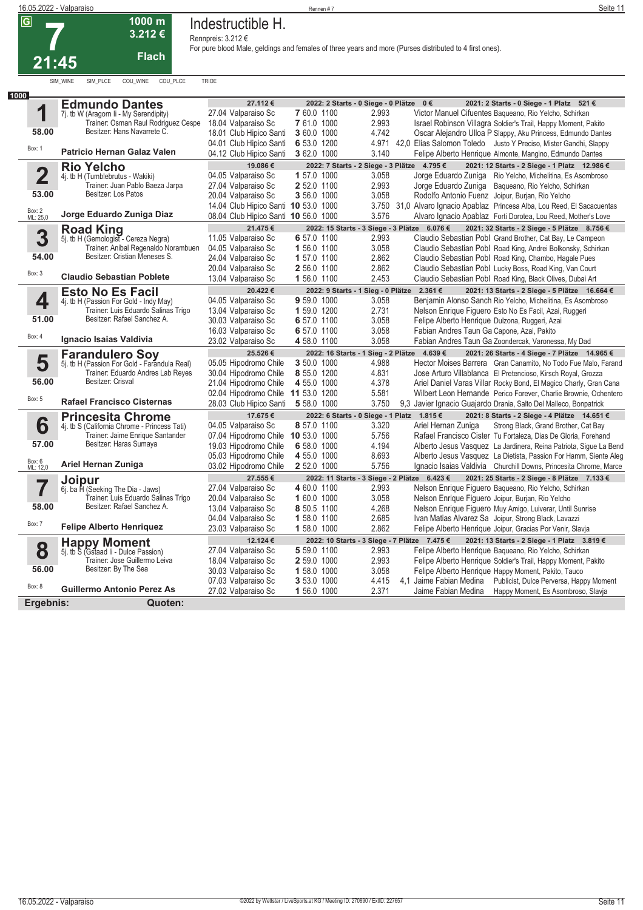# 7 — Indestructible H.

**21:45** | **1000 m** | **3.212 €** | **Flach**

Rennpreis: 3.212 €

For pure blood Male, geldings and females of three years and more (Purses distributed to 4 first ones).

SIM_WINE SIM_PLCE COU_WINE COU_PLCE TRIOE

**1000**

## 1 Edmundo Dantes
7j. tb W (Aragorn Ii - My Serendipity)
Trainer: Osman Raul Rodriguez Cespe
Besitzer: Hans Navarrete C.
**58.00** — Box: 1
**Patricio Hernan Galaz Valen**

27.112 € | 2022: 2 Starts - 0 Siege - 0 Plätze 0 € | 2021: 2 Starts - 0 Siege - 1 Platz 521 €

| Datum | Bahn | Platz | Gew. | Dist. | Preis | Quote | Jockey | Erste drei |
|---|---|---|---|---|---|---|---|---|
| 27.04 | Valparaiso Sc | 7 | 60.0 | 1100 | 2.993 | | Victor Manuel Cifuentes | Baqueano, Rio Yelcho, Schirkan |
| 18.04 | Valparaiso Sc | 7 | 61.0 | 1000 | 2.993 | | Israel Robinson Villagra | Soldier's Trail, Happy Moment, Pakito |
| 18.01 | Club Hipico Santi | 3 | 60.0 | 1000 | 4.742 | | Oscar Alejandro Ulloa P | Slappy, Aku Princess, Edmundo Dantes |
| 04.01 | Club Hipico Santi | 6 | 53.0 | 1200 | 4.971 | 42,0 | Elias Salomon Toledo | Justo Y Preciso, Mister Gandhi, Slappy |
| 04.12 | Club Hipico Santi | 3 | 62.0 | 1000 | 3.140 | | Felipe Alberto Henrique | Almonte, Mangino, Edmundo Dantes |

## 2 Rio Yelcho
4j. tb H (Tumblebrutus - Wakiki)
Trainer: Juan Pablo Baeza Jarpa
Besitzer: Los Patos
**53.00** — Box: 2, ML: 25,0
**Jorge Eduardo Zuniga Diaz**

19.086 € | 2022: 7 Starts - 2 Siege - 3 Plätze 4.795 € | 2021: 12 Starts - 2 Siege - 1 Platz 12.986 €

| Datum | Bahn | Platz | Gew. | Dist. | Preis | Quote | Jockey | Erste drei |
|---|---|---|---|---|---|---|---|---|
| 04.05 | Valparaiso Sc | 1 | 57.0 | 1000 | 3.058 | | Jorge Eduardo Zuniga | Rio Yelcho, Michelitina, Es Asombroso |
| 27.04 | Valparaiso Sc | 2 | 52.0 | 1100 | 2.993 | | Jorge Eduardo Zuniga | Baqueano, Rio Yelcho, Schirkan |
| 20.04 | Valparaiso Sc | 3 | 56.0 | 1000 | 3.058 | | Rodolfo Antonio Fuenz | Joipur, Burjan, Rio Yelcho |
| 14.04 | Club Hipico Santi | 10 | 53.0 | 1000 | 3.750 | 31,0 | Alvaro Ignacio Apablaz | Princesa Alba, Lou Reed, El Sacacuentas |
| 08.04 | Club Hipico Santi | 10 | 56.0 | 1000 | 3.576 | | Alvaro Ignacio Apablaz | Forti Dorotea, Lou Reed, Mother's Love |

## 3 Road King
5j. tb H (Gemologist - Cereza Negra)
Trainer: Anibal Regenaldo Norambuen
Besitzer: Cristian Meneses S.
**54.00** — Box: 3
**Claudio Sebastian Poblete**

21.475 € | 2022: 15 Starts - 3 Siege - 3 Plätze 6.076 € | 2021: 32 Starts - 2 Siege - 5 Plätze 8.756 €

| Datum | Bahn | Platz | Gew. | Dist. | Preis | Quote | Jockey | Erste drei |
|---|---|---|---|---|---|---|---|---|
| 11.05 | Valparaiso Sc | 6 | 57.0 | 1100 | 2.993 | | Claudio Sebastian Pobl | Grand Brother, Cat Bay, Le Campeon |
| 04.05 | Valparaiso Sc | 1 | 56.0 | 1100 | 3.058 | | Claudio Sebastian Pobl | Road King, Andrei Bolkonsky, Schirkan |
| 24.04 | Valparaiso Sc | 1 | 57.0 | 1100 | 2.862 | | Claudio Sebastian Pobl | Road King, Chambo, Hagale Pues |
| 20.04 | Valparaiso Sc | 2 | 56.0 | 1100 | 2.862 | | Claudio Sebastian Pobl | Lucky Boss, Road King, Van Court |
| 13.04 | Valparaiso Sc | 1 | 56.0 | 1100 | 2.453 | | Claudio Sebastian Pobl | Road King, Black Olives, Dubai Art |

## 4 Esto No Es Facil
4j. tb H (Passion For Gold - Indy May)
Trainer: Luis Eduardo Salinas Trigo
Besitzer: Rafael Sanchez A.
**51.00** — Box: 4
**Ignacio Isaias Valdivia**

20.422 € | 2022: 9 Starts - 1 Sieg - 0 Plätze 2.361 € | 2021: 13 Starts - 2 Siege - 5 Plätze 16.664 €

| Datum | Bahn | Platz | Gew. | Dist. | Preis | Quote | Jockey | Erste drei |
|---|---|---|---|---|---|---|---|---|
| 04.05 | Valparaiso Sc | 9 | 59.0 | 1000 | 3.058 | | Benjamin Alonso Sanch | Rio Yelcho, Michelitina, Es Asombroso |
| 13.04 | Valparaiso Sc | 1 | 59.0 | 1200 | 2.731 | | Nelson Enrique Figuero | Esto No Es Facil, Azai, Ruggeri |
| 30.03 | Valparaiso Sc | 6 | 57.0 | 1100 | 3.058 | | Felipe Alberto Henrique | Dulzona, Ruggeri, Azai |
| 16.03 | Valparaiso Sc | 6 | 57.0 | 1100 | 3.058 | | Fabian Andres Taun Ga | Capone, Azai, Pakito |
| 23.02 | Valparaiso Sc | 4 | 58.0 | 1100 | 3.058 | | Fabian Andres Taun Ga | Zoondercak, Varonessa, My Dad |

## 5 Farandulero Soy
5j. tb H (Passion For Gold - Farandula Real)
Trainer: Eduardo Andres Lab Reyes
Besitzer: Crisval
**56.00** — Box: 5
**Rafael Francisco Cisternas**

25.526 € | 2022: 16 Starts - 1 Sieg - 2 Plätze 4.639 € | 2021: 26 Starts - 4 Siege - 7 Plätze 14.965 €

| Datum | Bahn | Platz | Gew. | Dist. | Preis | Quote | Jockey | Erste drei |
|---|---|---|---|---|---|---|---|---|
| 05.05 | Hipodromo Chile | 3 | 50.0 | 1000 | 4.988 | | Hector Moises Barrera | Gran Canamito, No Todo Fue Malo, Farand |
| 30.04 | Hipodromo Chile | 8 | 55.0 | 1200 | 4.831 | | Jose Arturo Villablanca | El Pretencioso, Kirsch Royal, Grozza |
| 21.04 | Hipodromo Chile | 4 | 55.0 | 1000 | 4.378 | | Ariel Daniel Varas Villar | Rocky Bond, El Magico Charly, Gran Cana |
| 02.04 | Hipodromo Chile | 11 | 53.0 | 1200 | 5.581 | | Wilbert Leon Hernande | Perico Forever, Charlie Brownie, Ochentero |
| 28.03 | Club Hipico Santi | 5 | 58.0 | 1000 | 3.750 | 9,3 | Javier Ignacio Guajardo | Drania, Salto Del Malleco, Bonpatrick |

## 6 Princesita Chrome
4j. tb S (California Chrome - Princess Tati)
Trainer: Jaime Enrique Santander
Besitzer: Haras Sumaya
**57.00** — Box: 6, ML: 12,0
**Ariel Hernan Zuniga**

17.675 € | 2022: 6 Starts - 0 Siege - 1 Platz 1.815 € | 2021: 8 Starts - 2 Siege - 4 Plätze 14.651 €

| Datum | Bahn | Platz | Gew. | Dist. | Preis | Quote | Jockey | Erste drei |
|---|---|---|---|---|---|---|---|---|
| 04.05 | Valparaiso Sc | 8 | 57.0 | 1100 | 3.320 | | Ariel Hernan Zuniga | Strong Black, Grand Brother, Cat Bay |
| 07.04 | Hipodromo Chile | 10 | 53.0 | 1000 | 5.756 | | Rafael Francisco Cister | Tu Fortaleza, Dias De Gloria, Forehand |
| 19.03 | Hipodromo Chile | 6 | 58.0 | 1000 | 4.194 | | Alberto Jesus Vasquez | La Jardinera, Reina Patriota, Sigue La Bend |
| 05.03 | Hipodromo Chile | 4 | 55.0 | 1000 | 8.693 | | Alberto Jesus Vasquez | La Dietista, Passion For Hamm, Siente Aleg |
| 03.02 | Hipodromo Chile | 2 | 52.0 | 1000 | 5.756 | | Ignacio Isaias Valdivia | Churchill Downs, Princesita Chrome, Marce |

## 7 Joipur
6j. ba H (Seeking The Dia - Jaws)
Trainer: Luis Eduardo Salinas Trigo
Besitzer: Rafael Sanchez A.
**58.00** — Box: 7
**Felipe Alberto Henriquez**

27.555 € | 2022: 11 Starts - 3 Siege - 2 Plätze 6.423 € | 2021: 25 Starts - 2 Siege - 8 Plätze 7.133 €

| Datum | Bahn | Platz | Gew. | Dist. | Preis | Quote | Jockey | Erste drei |
|---|---|---|---|---|---|---|---|---|
| 27.04 | Valparaiso Sc | 4 | 60.0 | 1100 | 2.993 | | Nelson Enrique Figuero | Baqueano, Rio Yelcho, Schirkan |
| 20.04 | Valparaiso Sc | 1 | 60.0 | 1000 | 3.058 | | Nelson Enrique Figuero | Joipur, Burjan, Rio Yelcho |
| 13.04 | Valparaiso Sc | 8 | 50.5 | 1100 | 4.268 | | Nelson Enrique Figuero | Muy Amigo, Luiverar, Until Sunrise |
| 04.04 | Valparaiso Sc | 1 | 58.0 | 1100 | 2.685 | | Ivan Matias Alvarez Sa | Joipur, Strong Black, Lavazzi |
| 23.03 | Valparaiso Sc | 1 | 58.0 | 1000 | 2.862 | | Felipe Alberto Henrique | Joipur, Gracias Por Venir, Slavja |

## 8 Happy Moment
5j. tb S (Gstaad Ii - Dulce Passion)
Trainer: Jose Guillermo Leiva
Besitzer: By The Sea
**56.00** — Box: 8
**Guillermo Antonio Perez As**

12.124 € | 2022: 10 Starts - 3 Siege - 7 Plätze 7.475 € | 2021: 13 Starts - 2 Siege - 1 Platz 3.819 €

| Datum | Bahn | Platz | Gew. | Dist. | Preis | Quote | Jockey | Erste drei |
|---|---|---|---|---|---|---|---|---|
| 27.04 | Valparaiso Sc | 5 | 59.0 | 1100 | 2.993 | | Felipe Alberto Henrique | Baqueano, Rio Yelcho, Schirkan |
| 18.04 | Valparaiso Sc | 2 | 59.0 | 1000 | 2.993 | | Felipe Alberto Henrique | Soldier's Trail, Happy Moment, Pakito |
| 30.03 | Valparaiso Sc | 1 | 58.0 | 1000 | 3.058 | | Felipe Alberto Henrique | Happy Moment, Pakito, Tauco |
| 07.03 | Valparaiso Sc | 3 | 53.0 | 1000 | 4.415 | 4,1 | Jaime Fabian Medina | Publicist, Dulce Perversa, Happy Moment |
| 27.02 | Valparaiso Sc | 1 | 56.0 | 1000 | 2.371 | | Jaime Fabian Medina | Happy Moment, Es Asombroso, Slavja |

**Ergebnis:** **Quoten:**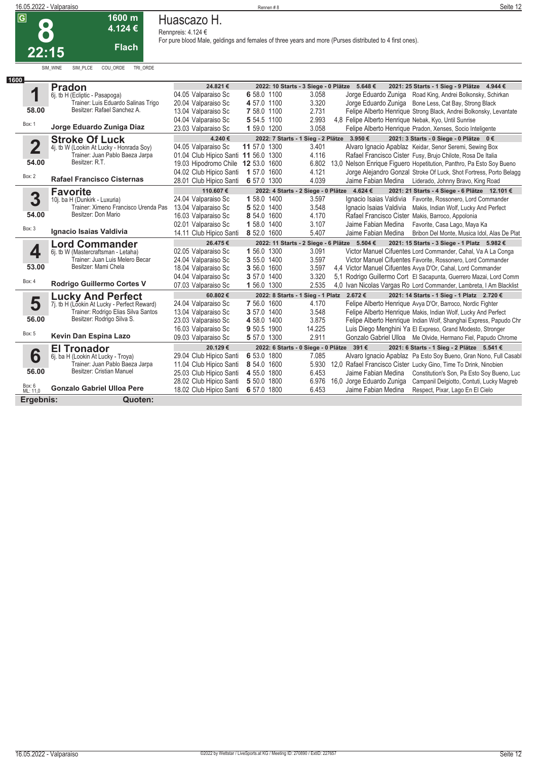# 8 — Huascazo H.

**22:15** | 1600 m | 4.124 € | Flach

Rennpreis: 4.124 €

For pure blood Male, geldings and females of three years and more (Purses distributed to 4 first ones).

SIM_WINE SIM_PLCE COU_ORDE TRI_ORDE

1600

## 1 Pradon

6j. tb H (Ecliptic - Pasapoga)
Trainer: Luis Eduardo Salinas Trigo
Besitzer: Rafael Sanchez A.
58.00 — Box: 1
**Jorge Eduardo Zuniga Diaz**

24.821 € | 2022: 10 Starts - 3 Siege - 0 Plätze 5.648 € | 2021: 25 Starts - 1 Sieg - 9 Plätze 4.944 €

| Datum | Ort | Pl. | Gew. | Dist. | Zeit | Quote | Jockey | Einlauf |
|---|---|---|---|---|---|---|---|---|
| 04.05 | Valparaiso Sc | 6 | 58.0 | 1100 | 3.058 | | Jorge Eduardo Zuniga | Road King, Andrei Bolkonsky, Schirkan |
| 20.04 | Valparaiso Sc | 4 | 57.0 | 1100 | 3.320 | | Jorge Eduardo Zuniga | Bone Less, Cat Bay, Strong Black |
| 13.04 | Valparaiso Sc | 7 | 58.0 | 1100 | 2.731 | | Felipe Alberto Henrique | Strong Black, Andrei Bolkonsky, Levantate |
| 04.04 | Valparaiso Sc | 5 | 54.5 | 1100 | 2.993 | 4,8 | Felipe Alberto Henrique | Nebak, Kyo, Until Sunrise |
| 23.03 | Valparaiso Sc | 1 | 59.0 | 1200 | 3.058 | | Felipe Alberto Henrique | Pradon, Xenses, Socio Inteligente |

## 2 Stroke Of Luck

4j. tb W (Lookin At Lucky - Honrada Soy)
Trainer: Juan Pablo Baeza Jarpa
Besitzer: R.T.
54.00 — Box: 2
**Rafael Francisco Cisternas**

4.240 € | 2022: 7 Starts - 1 Sieg - 2 Plätze 3.950 € | 2021: 3 Starts - 0 Siege - 0 Plätze 0 €

| Datum | Ort | Pl. | Gew. | Dist. | Zeit | Quote | Jockey | Einlauf |
|---|---|---|---|---|---|---|---|---|
| 04.05 | Valparaiso Sc | 11 | 57.0 | 1300 | 3.401 | | Alvaro Ignacio Apablaz | Keidar, Senor Seremi, Sewing Box |
| 01.04 | Club Hipico Santi | 11 | 56.0 | 1300 | 4.116 | | Rafael Francisco Cister | Fusy, Brujo Chilote, Rosa De Italia |
| 19.03 | Hipodromo Chile | 12 | 53.0 | 1600 | 6.802 | 13,0 | Nelson Enrique Figuero | Hopetitution, Panthro, Pa Esto Soy Bueno |
| 04.02 | Club Hipico Santi | 1 | 57.0 | 1600 | 4.121 | | Jorge Alejandro Gonzal | Stroke Of Luck, Shot Fortress, Porto Belagg |
| 28.01 | Club Hipico Santi | 6 | 57.0 | 1300 | 4.039 | | Jaime Fabian Medina | Liderado, Johnny Bravo, King Road |

## 3 Favorite

10j. ba H (Dunkirk - Luxuria)
Trainer: Ximeno Francisco Urenda Pas
Besitzer: Don Mario
54.00 — Box: 3
**Ignacio Isaias Valdivia**

110.607 € | 2022: 4 Starts - 2 Siege - 0 Plätze 4.624 € | 2021: 21 Starts - 4 Siege - 6 Plätze 12.101 €

| Datum | Ort | Pl. | Gew. | Dist. | Zeit | Quote | Jockey | Einlauf |
|---|---|---|---|---|---|---|---|---|
| 24.04 | Valparaiso Sc | 1 | 58.0 | 1400 | 3.597 | | Ignacio Isaias Valdivia | Favorite, Rossonero, Lord Commander |
| 13.04 | Valparaiso Sc | 5 | 52.0 | 1400 | 3.548 | | Ignacio Isaias Valdivia | Makis, Indian Wolf, Lucky And Perfect |
| 16.03 | Valparaiso Sc | 8 | 54.0 | 1600 | 4.170 | | Rafael Francisco Cister | Makis, Barroco, Appolonia |
| 02.01 | Valparaiso Sc | 1 | 58.0 | 1400 | 3.107 | | Jaime Fabian Medina | Favorite, Casa Lago, Maya Ka |
| 14.11 | Club Hipico Santi | 8 | 52.0 | 1600 | 5.407 | | Jaime Fabian Medina | Bribon Del Monte, Musica Idol, Alas De Plat |

## 4 Lord Commander

6j. tb W (Mastercraftsman - Letaha)
Trainer: Juan Luis Melero Becar
Besitzer: Mami Chela
53.00 — Box: 4
**Rodrigo Guillermo Cortes V**

26.475 € | 2022: 11 Starts - 2 Siege - 6 Plätze 5.504 € | 2021: 15 Starts - 3 Siege - 1 Platz 5.982 €

| Datum | Ort | Pl. | Gew. | Dist. | Zeit | Quote | Jockey | Einlauf |
|---|---|---|---|---|---|---|---|---|
| 02.05 | Valparaiso Sc | 1 | 56.0 | 1300 | 3.091 | | Victor Manuel Cifuentes | Lord Commander, Cahal, Va A La Conga |
| 24.04 | Valparaiso Sc | 3 | 55.0 | 1400 | 3.597 | | Victor Manuel Cifuentes | Favorite, Rossonero, Lord Commander |
| 18.04 | Valparaiso Sc | 3 | 56.0 | 1600 | 3.597 | 4,4 | Victor Manuel Cifuentes | Avya D'Or, Cahal, Lord Commander |
| 04.04 | Valparaiso Sc | 3 | 57.0 | 1400 | 3.320 | 5,1 | Rodrigo Guillermo Cort | El Sacapunta, Guerrero Mazai, Lord Comm |
| 07.03 | Valparaiso Sc | 1 | 56.0 | 1300 | 2.535 | 4,0 | Ivan Nicolas Vargas Ro | Lord Commander, Lambreta, I Am Blacklist |

## 5 Lucky And Perfect

7j. tb H (Lookin At Lucky - Perfect Reward)
Trainer: Rodrigo Elias Silva Santos
Besitzer: Rodrigo Silva S.
56.00 — Box: 5
**Kevin Dan Espina Lazo**

60.802 € | 2022: 8 Starts - 1 Sieg - 1 Platz 2.672 € | 2021: 14 Starts - 1 Sieg - 1 Platz 2.720 €

| Datum | Ort | Pl. | Gew. | Dist. | Zeit | Quote | Jockey | Einlauf |
|---|---|---|---|---|---|---|---|---|
| 24.04 | Valparaiso Sc | 7 | 56.0 | 1600 | 4.170 | | Felipe Alberto Henrique | Avya D'Or, Barroco, Nordic Fighter |
| 13.04 | Valparaiso Sc | 3 | 57.0 | 1400 | 3.548 | | Felipe Alberto Henrique | Makis, Indian Wolf, Lucky And Perfect |
| 23.03 | Valparaiso Sc | 4 | 58.0 | 1400 | 3.875 | | Felipe Alberto Henrique | Indian Wolf, Shanghai Express, Papudo Chr |
| 16.03 | Valparaiso Sc | 9 | 50.5 | 1900 | 14.225 | | Luis Diego Menghini Ya | El Expreso, Grand Modesto, Stronger |
| 09.03 | Valparaiso Sc | 5 | 57.0 | 1300 | 2.911 | | Gonzalo Gabriel Ulloa | Me Olvide, Hermano Fiel, Papudo Chrome |

## 6 El Tronador

6j. ba H (Lookin At Lucky - Troya)
Trainer: Juan Pablo Baeza Jarpa
Besitzer: Cristian Manuel
56.00 — Box: 6 — ML: 11,0
**Gonzalo Gabriel Ulloa Pere**

20.129 € | 2022: 6 Starts - 0 Siege - 0 Plätze 391 € | 2021: 6 Starts - 1 Sieg - 2 Plätze 5.541 €

| Datum | Ort | Pl. | Gew. | Dist. | Zeit | Quote | Jockey | Einlauf |
|---|---|---|---|---|---|---|---|---|
| 29.04 | Club Hipico Santi | 6 | 53.0 | 1800 | 7.085 | | Alvaro Ignacio Apablaz | Pa Esto Soy Bueno, Gran Nono, Full Casabl |
| 11.04 | Club Hipico Santi | 8 | 54.0 | 1600 | 5.930 | 12,0 | Rafael Francisco Cister | Lucky Gino, Time To Drink, Ninobien |
| 25.03 | Club Hipico Santi | 4 | 55.0 | 1800 | 6.453 | | Jaime Fabian Medina | Constitution's Son, Pa Esto Soy Bueno, Luc |
| 28.02 | Club Hipico Santi | 5 | 50.0 | 1800 | 6.976 | 16,0 | Jorge Eduardo Zuniga | Campanil Delgiotto, Contuti, Lucky Magreb |
| 18.02 | Club Hipico Santi | 6 | 57.0 | 1800 | 6.453 | | Jaime Fabian Medina | Respect, Pixar, Lago En El Cielo |

**Ergebnis:** **Quoten:**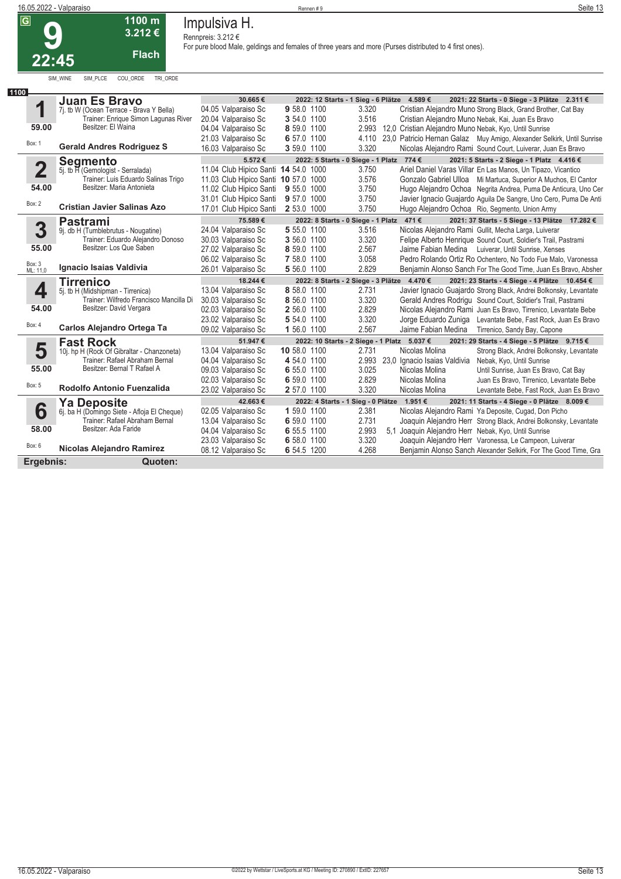# 9 — Impulsiva H.

**G** | **1100 m** | **3.212 €** | **Flach** | **22:45**

Rennpreis: 3.212 €

For pure blood Male, geldings and females of three years and more (Purses distributed to 4 first ones).

SIM_WINE SIM_PLCE COU_ORDE TRI_ORDE

**1100**

## 1 Juan Es Bravo

7j. tb W (Ocean Terrace - Brava Y Bella)
Trainer: Enrique Simon Lagunas River
Besitzer: El Waina
59.00
Box: 1
**Gerald Andres Rodriguez S**

30.665 € — 2022: 12 Starts - 1 Sieg - 6 Plätze 4.589 € — 2021: 22 Starts - 0 Siege - 3 Plätze 2.311 €

| Datum | Bahn | Platz | Gew. | Dist. | Preis | Quote | Jockey | Einlauf |
|---|---|---|---|---|---|---|---|---|
| 04.05 | Valparaiso Sc | 9 | 58.0 | 1100 | 3.320 | | Cristian Alejandro Muno | Strong Black, Grand Brother, Cat Bay |
| 20.04 | Valparaiso Sc | 3 | 54.0 | 1100 | 3.516 | | Cristian Alejandro Muno | Nebak, Kai, Juan Es Bravo |
| 04.04 | Valparaiso Sc | 8 | 59.0 | 1100 | 2.993 | 12,0 | Cristian Alejandro Muno | Nebak, Kyo, Until Sunrise |
| 21.03 | Valparaiso Sc | 6 | 57.0 | 1100 | 4.110 | 23,0 | Patricio Hernan Galaz | Muy Amigo, Alexander Selkirk, Until Sunrise |
| 16.03 | Valparaiso Sc | 3 | 59.0 | 1100 | 3.320 | | Nicolas Alejandro Rami | Sound Court, Luiverar, Juan Es Bravo |

## 2 Segmento

5j. tb H (Gemologist - Serralada)
Trainer: Luis Eduardo Salinas Trigo
Besitzer: Maria Antonieta
54.00
Box: 2
**Cristian Javier Salinas Azo**

5.572 € — 2022: 5 Starts - 0 Siege - 1 Platz 774 € — 2021: 5 Starts - 2 Siege - 1 Platz 4.416 €

| Datum | Bahn | Platz | Gew. | Dist. | Preis | Quote | Jockey | Einlauf |
|---|---|---|---|---|---|---|---|---|
| 11.04 | Club Hipico Santi | 14 | 54.0 | 1000 | 3.750 | | Ariel Daniel Varas Villar | En Las Manos, Un Tipazo, Vicantico |
| 11.03 | Club Hipico Santi | 10 | 57.0 | 1000 | 3.576 | | Gonzalo Gabriel Ulloa | Mi Martuca, Superior A Muchos, El Cantor |
| 11.02 | Club Hipico Santi | 9 | 55.0 | 1000 | 3.750 | | Hugo Alejandro Ochoa | Negrita Andrea, Puma De Anticura, Uno Cer |
| 31.01 | Club Hipico Santi | 9 | 57.0 | 1000 | 3.750 | | Javier Ignacio Guajardo | Aguila De Sangre, Uno Cero, Puma De Anti |
| 17.01 | Club Hipico Santi | 2 | 53.0 | 1000 | 3.750 | | Hugo Alejandro Ochoa | Rio, Segmento, Union Army |

## 3 Pastrami

9j. db H (Tumblebrutus - Nougatine)
Trainer: Eduardo Alejandro Donoso
Besitzer: Los Que Saben
55.00
Box: 3
ML: 11,0
**Ignacio Isaias Valdivia**

75.589 € — 2022: 8 Starts - 0 Siege - 1 Platz 471 € — 2021: 37 Starts - 5 Siege - 13 Plätze 17.282 €

| Datum | Bahn | Platz | Gew. | Dist. | Preis | Quote | Jockey | Einlauf |
|---|---|---|---|---|---|---|---|---|
| 24.04 | Valparaiso Sc | 5 | 55.0 | 1100 | 3.516 | | Nicolas Alejandro Rami | Gullit, Mecha Larga, Luiverar |
| 30.03 | Valparaiso Sc | 3 | 56.0 | 1100 | 3.320 | | Felipe Alberto Henrique | Sound Court, Soldier's Trail, Pastrami |
| 27.02 | Valparaiso Sc | 8 | 59.0 | 1100 | 2.567 | | Jaime Fabian Medina | Luiverar, Until Sunrise, Xenses |
| 06.02 | Valparaiso Sc | 7 | 58.0 | 1100 | 3.058 | | Pedro Rolando Ortiz Ro | Ochentero, No Todo Fue Malo, Varonessa |
| 26.01 | Valparaiso Sc | 5 | 56.0 | 1100 | 2.829 | | Benjamin Alonso Sanch | For The Good Time, Juan Es Bravo, Absher |

## 4 Tirrenico

5j. tb H (Midshipman - Tirrenica)
Trainer: Wilfredo Francisco Mancilla Di
Besitzer: David Vergara
54.00
Box: 4
**Carlos Alejandro Ortega Ta**

18.244 € — 2022: 8 Starts - 2 Siege - 3 Plätze 4.470 € — 2021: 23 Starts - 4 Siege - 4 Plätze 10.454 €

| Datum | Bahn | Platz | Gew. | Dist. | Preis | Quote | Jockey | Einlauf |
|---|---|---|---|---|---|---|---|---|
| 13.04 | Valparaiso Sc | 8 | 58.0 | 1100 | 2.731 | | Javier Ignacio Guajardo | Strong Black, Andrei Bolkonsky, Levantate |
| 30.03 | Valparaiso Sc | 8 | 56.0 | 1100 | 3.320 | | Gerald Andres Rodrigu | Sound Court, Soldier's Trail, Pastrami |
| 02.03 | Valparaiso Sc | 2 | 56.0 | 1100 | 2.829 | | Nicolas Alejandro Rami | Juan Es Bravo, Tirrenico, Levantate Bebe |
| 23.02 | Valparaiso Sc | 5 | 54.0 | 1100 | 3.320 | | Jorge Eduardo Zuniga | Levantate Bebe, Fast Rock, Juan Es Bravo |
| 09.02 | Valparaiso Sc | 1 | 56.0 | 1100 | 2.567 | | Jaime Fabian Medina | Tirrenico, Sandy Bay, Capone |

## 5 Fast Rock

10j. hp H (Rock Of Gibraltar - Chanzoneta)
Trainer: Rafael Abraham Bernal
Besitzer: Bernal T Rafael A
55.00
Box: 5
**Rodolfo Antonio Fuenzalida**

51.947 € — 2022: 10 Starts - 2 Siege - 1 Platz 5.037 € — 2021: 29 Starts - 4 Siege - 5 Plätze 9.715 €

| Datum | Bahn | Platz | Gew. | Dist. | Preis | Quote | Jockey | Einlauf |
|---|---|---|---|---|---|---|---|---|
| 13.04 | Valparaiso Sc | 10 | 58.0 | 1100 | 2.731 | | Nicolas Molina | Strong Black, Andrei Bolkonsky, Levantate |
| 04.04 | Valparaiso Sc | 4 | 54.0 | 1100 | 2.993 | 23,0 | Ignacio Isaias Valdivia | Nebak, Kyo, Until Sunrise |
| 09.03 | Valparaiso Sc | 6 | 55.0 | 1100 | 3.025 | | Nicolas Molina | Until Sunrise, Juan Es Bravo, Cat Bay |
| 02.03 | Valparaiso Sc | 6 | 59.0 | 1100 | 2.829 | | Nicolas Molina | Juan Es Bravo, Tirrenico, Levantate Bebe |
| 23.02 | Valparaiso Sc | 2 | 57.0 | 1100 | 3.320 | | Nicolas Molina | Levantate Bebe, Fast Rock, Juan Es Bravo |

## 6 Ya Deposite

6j. ba H (Domingo Siete - Afloja El Cheque)
Trainer: Rafael Abraham Bernal
Besitzer: Ada Faride
58.00
Box: 6
**Nicolas Alejandro Ramirez**

42.663 € — 2022: 4 Starts - 1 Sieg - 0 Plätze 1.951 € — 2021: 11 Starts - 4 Siege - 0 Plätze 8.009 €

| Datum | Bahn | Platz | Gew. | Dist. | Preis | Quote | Jockey | Einlauf |
|---|---|---|---|---|---|---|---|---|
| 02.05 | Valparaiso Sc | 1 | 59.0 | 1100 | 2.381 | | Nicolas Alejandro Rami | Ya Deposite, Cugad, Don Picho |
| 13.04 | Valparaiso Sc | 6 | 59.0 | 1100 | 2.731 | | Joaquin Alejandro Herr | Strong Black, Andrei Bolkonsky, Levantate |
| 04.04 | Valparaiso Sc | 6 | 55.5 | 1100 | 2.993 | 5,1 | Joaquin Alejandro Herr | Nebak, Kyo, Until Sunrise |
| 23.03 | Valparaiso Sc | 6 | 58.0 | 1100 | 3.320 | | Joaquin Alejandro Herr | Varonessa, Le Campeon, Luiverar |
| 08.12 | Valparaiso Sc | 6 | 54.5 | 1200 | 4.268 | | Benjamin Alonso Sanch | Alexander Selkirk, For The Good Time, Gra |

**Ergebnis:** **Quoten:**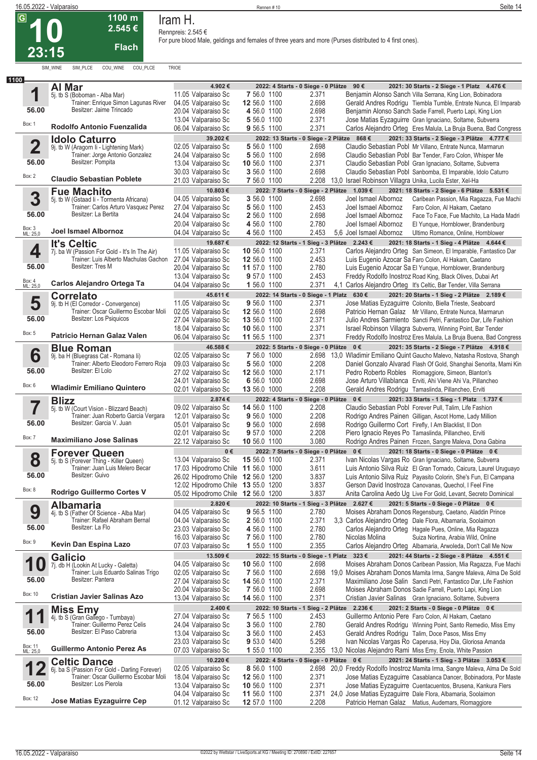# 10 — Iram H.

**G** | **1100 m** | **2.545 €** | **Flach** | **23:15**

Rennpreis: 2.545 €

For pure blood Male, geldings and females of three years and more (Purses distributed to 4 first ones).

SIM_WINE SIM_PLCE COU_WINE COU_PLCE TRIOE

**1100**

## 1 Al Mar
5j. tb S (Boboman - Alba Mar)
Trainer: Enrique Simon Lagunas River
Besitzer: Jaime Trincado
56.00 — Box: 1
**Rodolfo Antonio Fuenzalida**

4.902 € | 2022: 4 Starts - 0 Siege - 0 Plätze 90 € | 2021: 30 Starts - 2 Siege - 1 Platz 4.476 €

| Datum | Ort | Pl. | Gew. | Dist. | Preis | Quote | Jockey | Erste |
|---|---|---|---|---|---|---|---|---|
| 11.05 | Valparaiso Sc | 7 | 56.0 | 1100 | 2.371 | | Benjamin Alonso Sanch | Villa Serrana, King Lion, Bobinadora |
| 04.05 | Valparaiso Sc | 12 | 56.0 | 1100 | 2.698 | | Gerald Andres Rodrigu | Tiembla Tumble, Entrate Nunca, El Imparab |
| 20.04 | Valparaiso Sc | 4 | 56.0 | 1100 | 2.698 | | Benjamin Alonso Sanch | Sadie Farrell, Puerto Lapi, King Lion |
| 13.04 | Valparaiso Sc | 5 | 56.0 | 1100 | 2.371 | | Jose Matias Eyzaguirre | Gran Ignaciano, Soltame, Subverra |
| 06.04 | Valparaiso Sc | 9 | 56.5 | 1100 | 2.371 | | Carlos Alejandro Orteg | Eres Malula, La Bruja Buena, Bad Congress |

## 2 Idolo Caturro
9j. tb W (Aragorn Ii - Lightening Mark)
Trainer: Jorge Antonio Gonzalez
Besitzer: Pompita
56.00 — Box: 2
**Claudio Sebastian Poblete**

39.202 € | 2022: 13 Starts - 0 Siege - 2 Plätze 868 € | 2021: 33 Starts - 2 Siege - 3 Plätze 4.777 €

| Datum | Ort | Pl. | Gew. | Dist. | Preis | Quote | Jockey | Erste |
|---|---|---|---|---|---|---|---|---|
| 02.05 | Valparaiso Sc | 5 | 56.0 | 1100 | 2.698 | | Claudio Sebastian Pobl | Mr Villano, Entrate Nunca, Marmarun |
| 24.04 | Valparaiso Sc | 5 | 56.0 | 1100 | 2.698 | | Claudio Sebastian Pobl | Bar Tender, Faro Colon, Whisper Me |
| 13.04 | Valparaiso Sc | 10 | 56.0 | 1100 | 2.371 | | Claudio Sebastian Pobl | Gran Ignaciano, Soltame, Subverra |
| 30.03 | Valparaiso Sc | 3 | 56.0 | 1100 | 2.698 | | Claudio Sebastian Pobl | Sanbomba, El Imparable, Idolo Caturro |
| 21.03 | Valparaiso Sc | 7 | 56.0 | 1100 | 2.208 | 13,0 | Israel Robinson Villagra | Unika, Lucila Ester, Xel-Ha |

## 3 Fue Machito
5j. tb W (Gstaad Ii - Tormenta Africana)
Trainer: Carlos Arturo Vasquez Perez
Besitzer: La Bertita
56.00 — Box: 3 — ML: 25,0
**Joel Ismael Albornoz**

10.803 € | 2022: 7 Starts - 0 Siege - 2 Plätze 1.039 € | 2021: 18 Starts - 2 Siege - 6 Plätze 5.531 €

| Datum | Ort | Pl. | Gew. | Dist. | Preis | Quote | Jockey | Erste |
|---|---|---|---|---|---|---|---|---|
| 04.05 | Valparaiso Sc | 3 | 56.0 | 1100 | 2.698 | | Joel Ismael Albornoz | Caribean Passion, Mia Ragazza, Fue Machi |
| 27.04 | Valparaiso Sc | 5 | 56.0 | 1100 | 2.453 | | Joel Ismael Albornoz | Faro Colon, Al Hakam, Caetano |
| 24.04 | Valparaiso Sc | 2 | 56.0 | 1100 | 2.698 | | Joel Ismael Albornoz | Face To Face, Fue Machito, La Hada Madri |
| 20.04 | Valparaiso Sc | 4 | 56.0 | 1100 | 2.780 | | Joel Ismael Albornoz | El Yunque, Hornblower, Brandenburg |
| 04.04 | Valparaiso Sc | 4 | 56.0 | 1100 | 2.453 | 5,6 | Joel Ismael Albornoz | Ultimo Romance, Online, Hornblower |

## 4 It's Celtic
7j. ba W (Passion For Gold - It's In The Air)
Trainer: Luis Alberto Machulas Gachon
Besitzer: Tres M
56.00 — Box: 4 — ML: 25,0
**Carlos Alejandro Ortega Ta**

19.687 € | 2022: 12 Starts - 1 Sieg - 3 Plätze 2.243 € | 2021: 18 Starts - 1 Sieg - 4 Plätze 4.644 €

| Datum | Ort | Pl. | Gew. | Dist. | Preis | Quote | Jockey | Erste |
|---|---|---|---|---|---|---|---|---|
| 11.05 | Valparaiso Sc | 10 | 56.0 | 1100 | 2.371 | | Carlos Alejandro Orteg | San Simeon, El Imparable, Fantastico Dar |
| 27.04 | Valparaiso Sc | 12 | 56.0 | 1100 | 2.453 | | Luis Eugenio Azocar Sa | Faro Colon, Al Hakam, Caetano |
| 20.04 | Valparaiso Sc | 11 | 57.0 | 1100 | 2.780 | | Luis Eugenio Azocar Sa | El Yunque, Hornblower, Brandenburg |
| 13.04 | Valparaiso Sc | 9 | 57.0 | 1100 | 2.453 | | Freddy Rodolfo Inostroz | Road King, Black Olives, Dubai Art |
| 04.04 | Valparaiso Sc | 1 | 56.0 | 1100 | 2.371 | 4,1 | Carlos Alejandro Orteg | It's Celtic, Bar Tender, Villa Serrana |

## 5 Correlato
9j. tb H (El Corredor - Convergence)
Trainer: Oscar Guillermo Escobar Moli
Besitzer: Los Psiquicos
56.00 — Box: 5
**Patricio Hernan Galaz Valen**

45.611 € | 2022: 14 Starts - 0 Siege - 1 Platz 630 € | 2021: 20 Starts - 1 Sieg - 2 Plätze 2.189 €

| Datum | Ort | Pl. | Gew. | Dist. | Preis | Quote | Jockey | Erste |
|---|---|---|---|---|---|---|---|---|
| 11.05 | Valparaiso Sc | 9 | 56.0 | 1100 | 2.371 | | Jose Matias Eyzaguirre | Colonito, Biella Trieste, Seaboard |
| 02.05 | Valparaiso Sc | 12 | 56.0 | 1100 | 2.698 | | Patricio Hernan Galaz | Mr Villano, Entrate Nunca, Marmarun |
| 27.04 | Valparaiso Sc | 13 | 56.0 | 1100 | 2.371 | | Julio Andres Sarmiento | Sancti Petri, Fantastico Dar, Life Fashion |
| 18.04 | Valparaiso Sc | 10 | 56.0 | 1100 | 2.371 | | Israel Robinson Villagra | Subverra, Winning Point, Bar Tender |
| 06.04 | Valparaiso Sc | 11 | 56.5 | 1100 | 2.371 | | Freddy Rodolfo Inostroz | Eres Malula, La Bruja Buena, Bad Congress |

## 6 Blue Roman
9j. ba H (Bluegrass Cat - Romana Ii)
Trainer: Alberto Eleodoro Ferrero Roja
Besitzer: El Lolo
56.00 — Box: 6
**Wladimir Emiliano Quintero**

46.588 € | 2022: 5 Starts - 0 Siege - 0 Plätze 0 € | 2021: 35 Starts - 2 Siege - 7 Plätze 4.918 €

| Datum | Ort | Pl. | Gew. | Dist. | Preis | Quote | Jockey | Erste |
|---|---|---|---|---|---|---|---|---|
| 02.05 | Valparaiso Sc | 7 | 56.0 | 1000 | 2.698 | 13,0 | Wladimir Emiliano Quint | Gaucho Malevo, Natasha Rostova, Shangh |
| 09.03 | Valparaiso Sc | 5 | 56.0 | 1000 | 2.208 | | Daniel Gonzalo Alvarad | Flash Of Gold, Shanghai Senorita, Mami Kin |
| 27.02 | Valparaiso Sc | 12 | 56.0 | 1000 | 2.171 | | Pedro Roberto Robles | Riomaggiore, Simeon, Blanton's |
| 24.01 | Valparaiso Sc | 6 | 56.0 | 1000 | 2.698 | | Jose Arturo Villablanca | Erviti, Ahi Viene Ahi Va, Pillancheo |
| 02.01 | Valparaiso Sc | 13 | 56.0 | 1000 | 2.208 | | Gerald Andres Rodrigu | Tamaslinda, Pillancheo, Erviti |

## 7 Blizz
5j. tb W (Court Vision - Blizzard Beach)
Trainer: Juan Roberto Garcia Vergara
Besitzer: Garcia V. Juan
56.00 — Box: 7
**Maximiliano Jose Salinas**

2.874 € | 2022: 4 Starts - 0 Siege - 0 Plätze 0 € | 2021: 33 Starts - 1 Sieg - 1 Platz 1.737 €

| Datum | Ort | Pl. | Gew. | Dist. | Preis | Quote | Jockey | Erste |
|---|---|---|---|---|---|---|---|---|
| 09.02 | Valparaiso Sc | 14 | 56.0 | 1100 | 2.208 | | Claudio Sebastian Pobl | Forever Pull, Talim, Life Fashion |
| 12.01 | Valparaiso Sc | 9 | 56.0 | 1000 | 2.208 | | Rodrigo Andres Painen | Gilligan, Ascot Home, Lady Million |
| 05.01 | Valparaiso Sc | 9 | 56.0 | 1000 | 2.698 | | Rodrigo Guillermo Cort | Firefly, I Am Blacklist, Il Don |
| 02.01 | Valparaiso Sc | 9 | 57.0 | 1000 | 2.208 | | Piero Ignacio Reyes Po | Tamaslinda, Pillancheo, Erviti |
| 22.12 | Valparaiso Sc | 10 | 56.0 | 1100 | 3.080 | | Rodrigo Andres Painen | Frozen, Sangre Maleva, Dona Gabina |

## 8 Forever Queen
5j. tb S (Forever Thing - Killer Queen)
Trainer: Juan Luis Melero Becar
Besitzer: Guivo
56.00 — Box: 8
**Rodrigo Guillermo Cortes V**

0 € | 2022: 7 Starts - 0 Siege - 0 Plätze 0 € | 2021: 18 Starts - 0 Siege - 0 Plätze 0 €

| Datum | Ort | Pl. | Gew. | Dist. | Preis | Quote | Jockey | Erste |
|---|---|---|---|---|---|---|---|---|
| 13.04 | Valparaiso Sc | 15 | 56.0 | 1100 | 2.371 | | Ivan Nicolas Vargas Ro | Gran Ignaciano, Soltame, Subverra |
| 17.03 | Hipodromo Chile | 11 | 56.0 | 1000 | 3.611 | | Luis Antonio Silva Ruiz | El Gran Tornado, Caicura, Laurel Uruguayo |
| 26.02 | Hipodromo Chile | 12 | 56.0 | 1200 | 3.837 | | Luis Antonio Silva Ruiz | Payasito Colorin, She's Fun, El Campana |
| 12.02 | Hipodromo Chile | 13 | 55.0 | 1200 | 3.837 | | Gerson David Inostroza | Canovanas, Quechol, I Feel Fine |
| 05.02 | Hipodromo Chile | 12 | 56.0 | 1200 | 3.837 | | Anita Carolina Aedo Ug | Live For Gold, Levant, Secreto Dominical |

## 9 Albamaria
4j. tb S (Father Of Science - Alba Mar)
Trainer: Rafael Abraham Bernal
Besitzer: La Flo
56.00 — Box: 9
**Kevin Dan Espina Lazo**

2.820 € | 2022: 10 Starts - 1 Sieg - 3 Plätze 2.627 € | 2021: 5 Starts - 0 Siege - 0 Plätze 0 €

| Datum | Ort | Pl. | Gew. | Dist. | Preis | Quote | Jockey | Erste |
|---|---|---|---|---|---|---|---|---|
| 04.05 | Valparaiso Sc | 9 | 56.5 | 1100 | 2.780 | | Moises Abraham Donos | Regensburg, Caetano, Aladdin Prince |
| 04.04 | Valparaiso Sc | 2 | 56.0 | 1100 | 2.371 | 3,3 | Carlos Alejandro Orteg | Dale Flora, Albamaria, Soolaimon |
| 23.03 | Valparaiso Sc | 4 | 56.0 | 1100 | 2.780 | | Carlos Alejandro Orteg | Hagale Pues, Online, Mia Ragazza |
| 16.03 | Valparaiso Sc | 7 | 56.0 | 1100 | 2.780 | | Nicolas Molina | Suiza Nortina, Arabia Wild, Online |
| 07.03 | Valparaiso Sc | 1 | 55.0 | 1100 | 2.355 | | Carlos Alejandro Orteg | Albamaria, Arwoleda, Don't Call Me Now |

## 10 Galicio
7j. db H (Lookin At Lucky - Galetta)
Trainer: Luis Eduardo Salinas Trigo
Besitzer: Pantera
56.00 — Box: 10
**Cristian Javier Salinas Azo**

13.509 € | 2022: 15 Starts - 0 Siege - 1 Platz 323 € | 2021: 44 Starts - 2 Siege - 8 Plätze 4.551 €

| Datum | Ort | Pl. | Gew. | Dist. | Preis | Quote | Jockey | Erste |
|---|---|---|---|---|---|---|---|---|
| 04.05 | Valparaiso Sc | 10 | 56.0 | 1100 | 2.698 | | Moises Abraham Donos | Caribean Passion, Mia Ragazza, Fue Machi |
| 02.05 | Valparaiso Sc | 7 | 56.0 | 1100 | 2.698 | 19,0 | Moises Abraham Donos | Mamita Irma, Sangre Maleva, Alma De Sold |
| 27.04 | Valparaiso Sc | 14 | 56.0 | 1100 | 2.371 | | Maximiliano Jose Salin | Sancti Petri, Fantastico Dar, Life Fashion |
| 20.04 | Valparaiso Sc | 7 | 56.0 | 1100 | 2.698 | | Moises Abraham Donos | Sadie Farrell, Puerto Lapi, King Lion |
| 13.04 | Valparaiso Sc | 14 | 56.0 | 1100 | 2.371 | | Cristian Javier Salinas | Gran Ignaciano, Soltame, Subverra |

## 11 Miss Emy
4j. tb S (Gran Gallego - Tumbaya)
Trainer: Guillermo Perez Celis
Besitzer: El Paso Cabreria
56.00 — Box: 11 — ML: 25,0
**Guillermo Antonio Perez As**

2.400 € | 2022: 10 Starts - 1 Sieg - 2 Plätze 2.236 € | 2021: 2 Starts - 0 Siege - 0 Plätze 0 €

| Datum | Ort | Pl. | Gew. | Dist. | Preis | Quote | Jockey | Erste |
|---|---|---|---|---|---|---|---|---|
| 27.04 | Valparaiso Sc | 7 | 56.5 | 1100 | 2.453 | | Guillermo Antonio Pere | Faro Colon, Al Hakam, Caetano |
| 24.04 | Valparaiso Sc | 3 | 56.0 | 1100 | 2.780 | | Gerald Andres Rodrigu | Winning Point, Santo Remedio, Miss Emy |
| 13.04 | Valparaiso Sc | 3 | 56.0 | 1100 | 2.453 | | Gerald Andres Rodrigu | Talim, Doce Pasos, Miss Emy |
| 23.03 | Valparaiso Sc | 9 | 53.0 | 1400 | 5.298 | | Ivan Nicolas Vargas Ro | Caperusa, Hoy Dia, Gloriosa Amanda |
| 07.03 | Valparaiso Sc | 1 | 55.0 | 1100 | 2.355 | 13,0 | Nicolas Alejandro Rami | Miss Emy, Enola, White Passion |

## 12 Celtic Dance
6j. ba S (Passion For Gold - Darling Forever)
Trainer: Oscar Guillermo Escobar Moli
Besitzer: Los Pierola
56.00 — Box: 12
**Jose Matias Eyzaguirre Cep**

10.220 € | 2022: 4 Starts - 0 Siege - 0 Plätze 0 € | 2021: 24 Starts - 1 Sieg - 3 Plätze 3.053 €

| Datum | Ort | Pl. | Gew. | Dist. | Preis | Quote | Jockey | Erste |
|---|---|---|---|---|---|---|---|---|
| 02.05 | Valparaiso Sc | 8 | 56.0 | 1100 | 2.698 | 20,0 | Freddy Rodolfo Inostroz | Mamita Irma, Sangre Maleva, Alma De Sold |
| 18.04 | Valparaiso Sc | 12 | 56.0 | 1100 | 2.371 | | Jose Matias Eyzaguirre | Casablanca Dancer, Bobinadora, Por Maste |
| 13.04 | Valparaiso Sc | 10 | 56.0 | 1100 | 2.371 | | Jose Matias Eyzaguirre | Cuentacuentos, Brusena, Kankura Flers |
| 04.04 | Valparaiso Sc | 11 | 56.0 | 1100 | 2.371 | 24,0 | Jose Matias Eyzaguirre | Dale Flora, Albamaria, Soolaimon |
| 01.12 | Valparaiso Sc | 12 | 57.0 | 1100 | 2.208 | | Patricio Hernan Galaz | Matius, Audemars, Riomaggiore |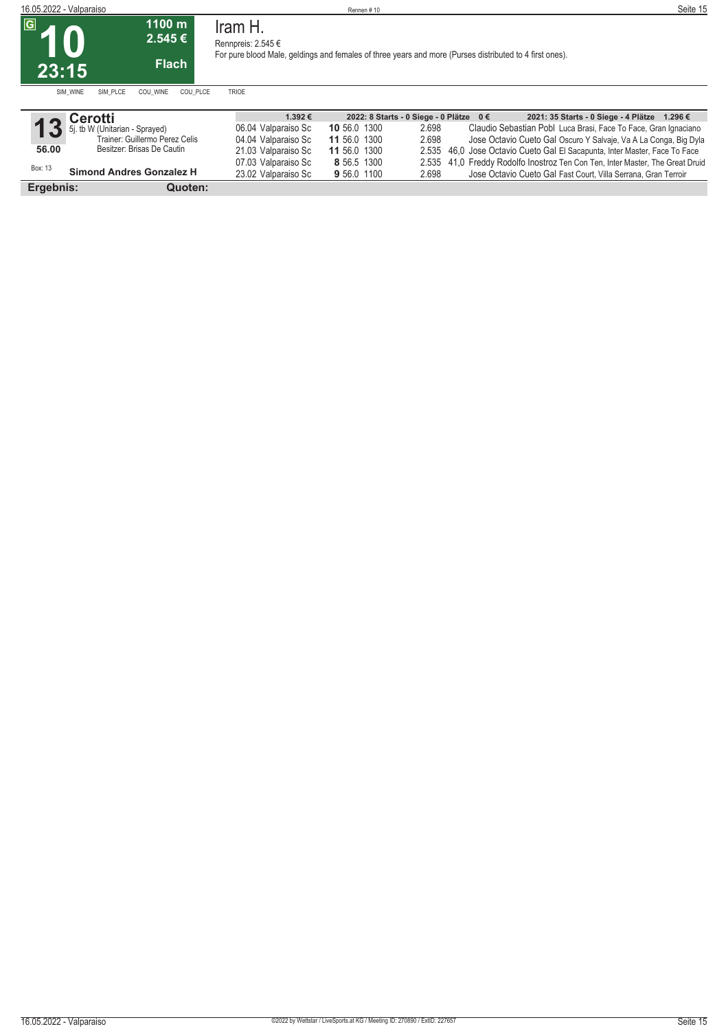**G**

# 10

**23:15**

**1100 m**
**2.545 €**
**Flach**

## Iram H.

Rennpreis: 2.545 €
For pure blood Male, geldings and females of three years and more (Purses distributed to 4 first ones).

SIM_WINE SIM_PLCE COU_WINE COU_PLCE TRIOE

| | | | | | | |
|---|---|---|---|---|---|---|
| **13** **Cerotti** 5j. tb W (Unitarian - Sprayed) | 1.392 € | 2022: 8 Starts - 0 Siege - 0 Plätze 0 € | | | 2021: 35 Starts - 0 Siege - 4 Plätze 1.296 € | |
| Trainer: Guillermo Perez Celis | 06.04 Valparaiso Sc | **10** 56.0 1300 | 2.698 | | Claudio Sebastian Pobl | Luca Brasi, Face To Face, Gran Ignaciano |
| **56.00** Besitzer: Brisas De Cautin | 04.04 Valparaiso Sc | **11** 56.0 1300 | 2.698 | | Jose Octavio Cueto Gal | Oscuro Y Salvaje, Va A La Conga, Big Dyla |
| | 21.03 Valparaiso Sc | **11** 56.0 1300 | 2.535 | 46,0 | Jose Octavio Cueto Gal | El Sacapunta, Inter Master, Face To Face |
| Box: 13 | 07.03 Valparaiso Sc | **8** 56.5 1300 | 2.535 | 41,0 | Freddy Rodolfo Inostroz | Ten Con Ten, Inter Master, The Great Druid |
| **Simond Andres Gonzalez H** | 23.02 Valparaiso Sc | **9** 56.0 1100 | 2.698 | | Jose Octavio Cueto Gal | Fast Court, Villa Serrana, Gran Terroir |

**Ergebnis:** **Quoten:**